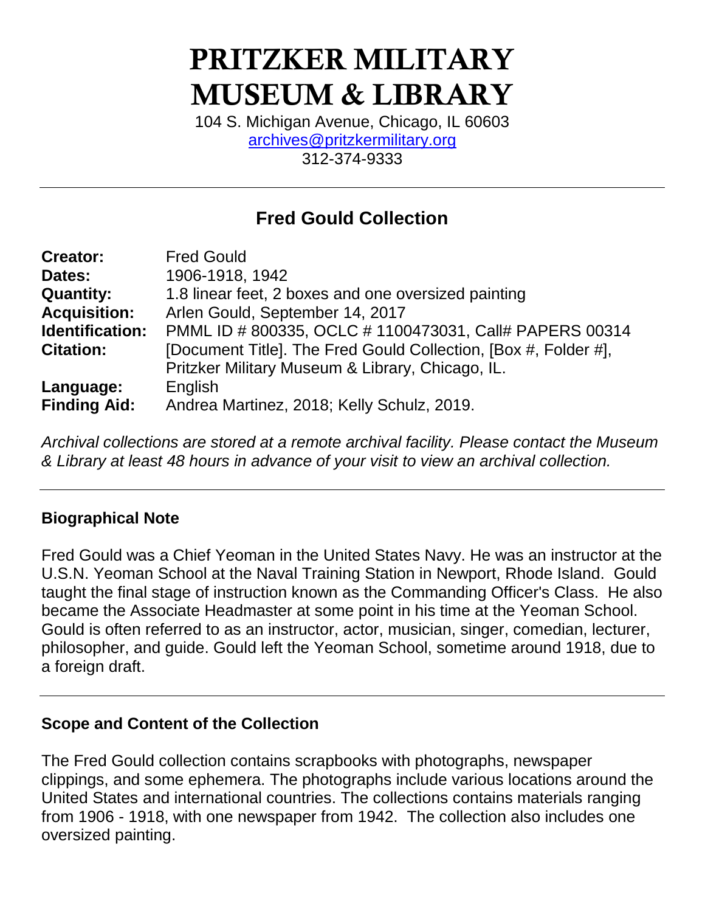# PRITZKER MILITARY MUSEUM & LIBRARY

104 S. Michigan Avenue, Chicago, IL 60603
archives@pritzkermilitary.org
312-374-9333

---

## Fred Gould Collection

| | |
|---|---|
| **Creator:** | Fred Gould |
| **Dates:** | 1906-1918, 1942 |
| **Quantity:** | 1.8 linear feet, 2 boxes and one oversized painting |
| **Acquisition:** | Arlen Gould, September 14, 2017 |
| **Identification:** | PMML ID # 800335, OCLC # 1100473031, Call# PAPERS 00314 |
| **Citation:** | [Document Title]. The Fred Gould Collection, [Box #, Folder #], Pritzker Military Museum & Library, Chicago, IL. |
| **Language:** | English |
| **Finding Aid:** | Andrea Martinez, 2018; Kelly Schulz, 2019. |

*Archival collections are stored at a remote archival facility. Please contact the Museum & Library at least 48 hours in advance of your visit to view an archival collection.*

---

### Biographical Note

Fred Gould was a Chief Yeoman in the United States Navy. He was an instructor at the U.S.N. Yeoman School at the Naval Training Station in Newport, Rhode Island. Gould taught the final stage of instruction known as the Commanding Officer's Class. He also became the Associate Headmaster at some point in his time at the Yeoman School. Gould is often referred to as an instructor, actor, musician, singer, comedian, lecturer, philosopher, and guide. Gould left the Yeoman School, sometime around 1918, due to a foreign draft.

---

### Scope and Content of the Collection

The Fred Gould collection contains scrapbooks with photographs, newspaper clippings, and some ephemera. The photographs include various locations around the United States and international countries. The collections contains materials ranging from 1906 - 1918, with one newspaper from 1942. The collection also includes one oversized painting.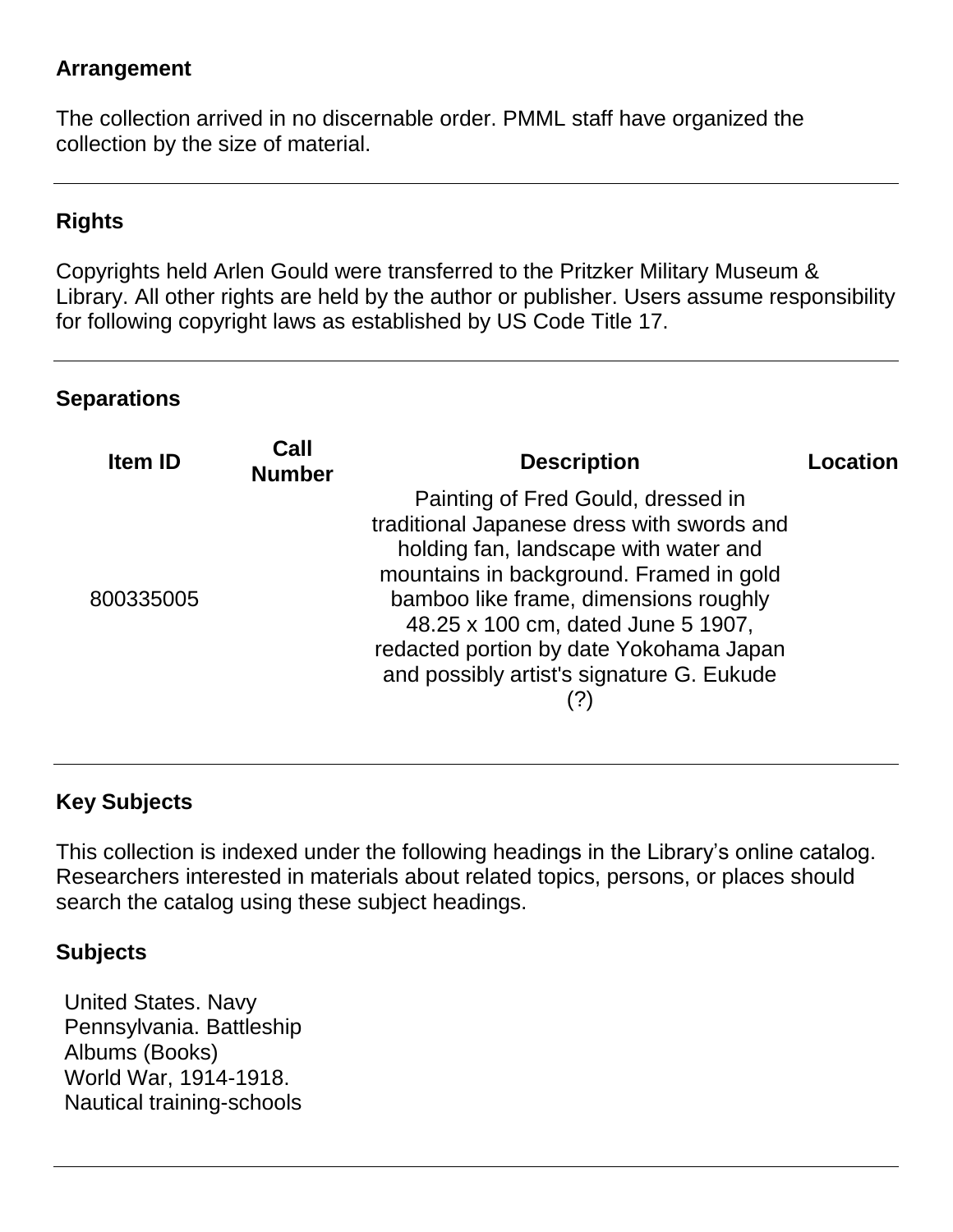## Arrangement

The collection arrived in no discernable order. PMML staff have organized the collection by the size of material.

---

## Rights

Copyrights held Arlen Gould were transferred to the Pritzker Military Museum & Library. All other rights are held by the author or publisher. Users assume responsibility for following copyright laws as established by US Code Title 17.

---

## Separations

| Item ID | Call Number | Description | Location |
|---|---|---|---|
| 800335005 | | Painting of Fred Gould, dressed in traditional Japanese dress with swords and holding fan, landscape with water and mountains in background. Framed in gold bamboo like frame, dimensions roughly 48.25 x 100 cm, dated June 5 1907, redacted portion by date Yokohama Japan and possibly artist's signature G. Eukude (?) | |

---

## Key Subjects

This collection is indexed under the following headings in the Library's online catalog. Researchers interested in materials about related topics, persons, or places should search the catalog using these subject headings.

### Subjects

United States. Navy
Pennsylvania. Battleship
Albums (Books)
World War, 1914-1918.
Nautical training-schools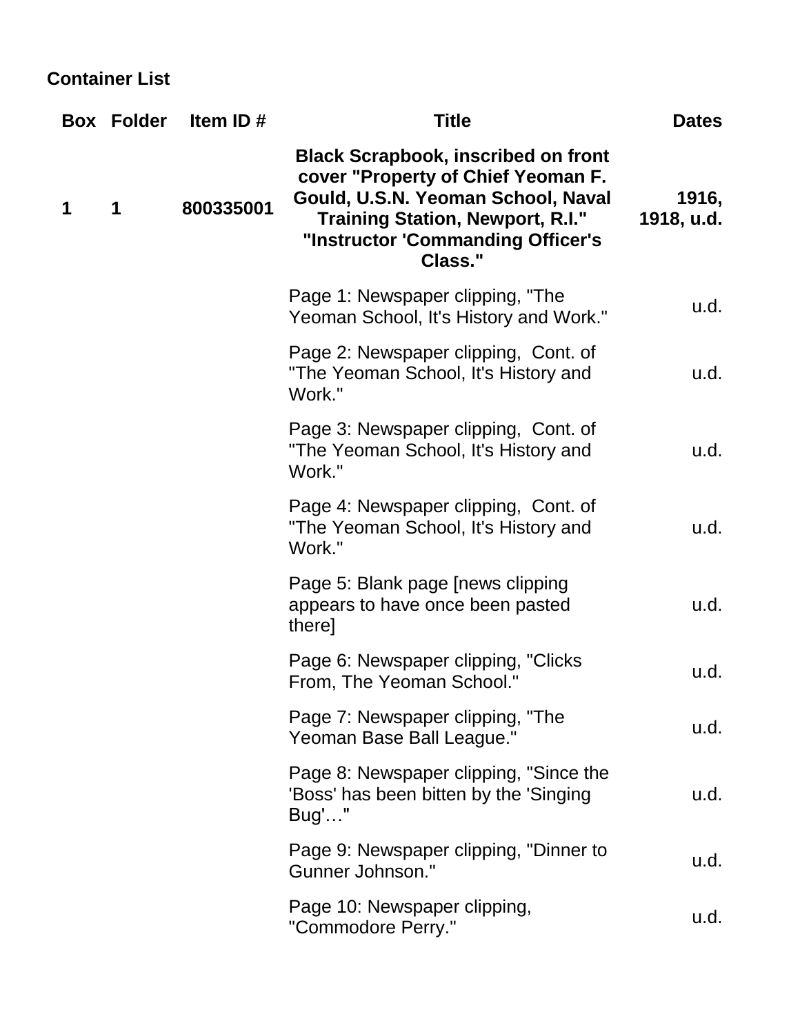**Container List**

| Box | Folder | Item ID # | Title | Dates |
|---|---|---|---|---|
| **1** | **1** | **800335001** | **Black Scrapbook, inscribed on front cover "Property of Chief Yeoman F. Gould, U.S.N. Yeoman School, Naval Training Station, Newport, R.I." "Instructor 'Commanding Officer's Class."** | **1916, 1918, u.d.** |
| | | | Page 1: Newspaper clipping, "The Yeoman School, It's History and Work." | u.d. |
| | | | Page 2: Newspaper clipping, Cont. of "The Yeoman School, It's History and Work." | u.d. |
| | | | Page 3: Newspaper clipping, Cont. of "The Yeoman School, It's History and Work." | u.d. |
| | | | Page 4: Newspaper clipping, Cont. of "The Yeoman School, It's History and Work." | u.d. |
| | | | Page 5: Blank page [news clipping appears to have once been pasted there] | u.d. |
| | | | Page 6: Newspaper clipping, "Clicks From, The Yeoman School." | u.d. |
| | | | Page 7: Newspaper clipping, "The Yeoman Base Ball League." | u.d. |
| | | | Page 8: Newspaper clipping, "Since the 'Boss' has been bitten by the 'Singing Bug'…" | u.d. |
| | | | Page 9: Newspaper clipping, "Dinner to Gunner Johnson." | u.d. |
| | | | Page 10: Newspaper clipping, "Commodore Perry." | u.d. |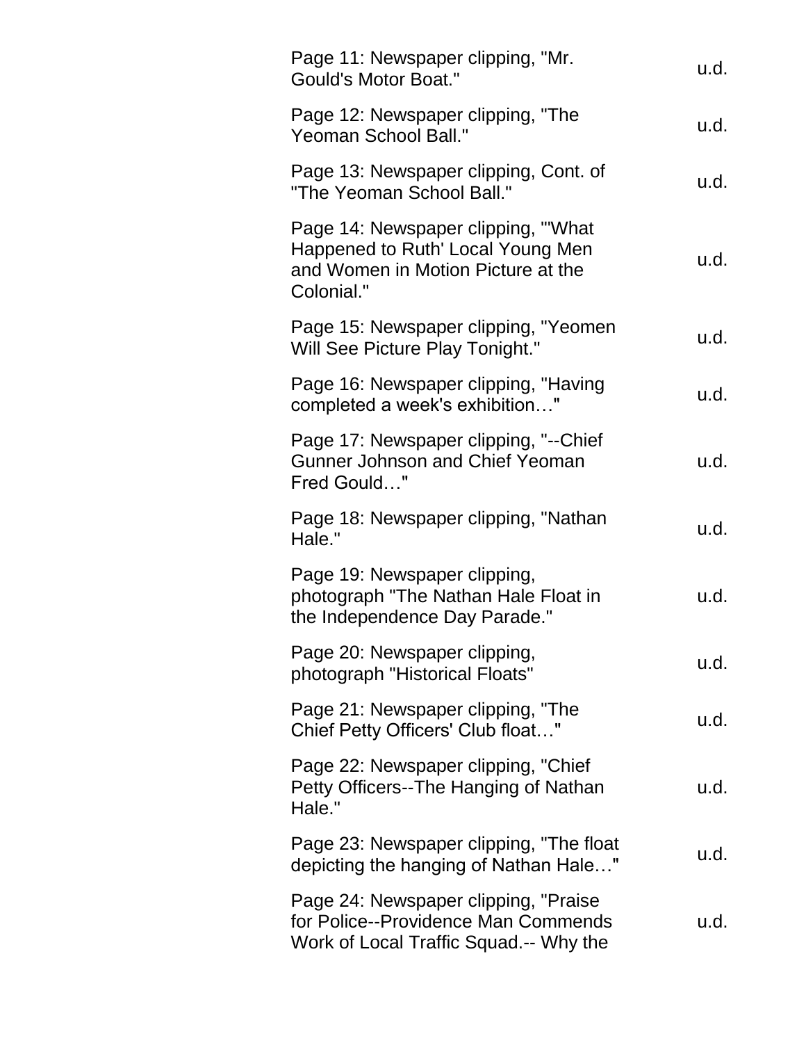| | |
|---|---|
| Page 11: Newspaper clipping, "Mr. Gould's Motor Boat." | u.d. |
| Page 12: Newspaper clipping, "The Yeoman School Ball." | u.d. |
| Page 13: Newspaper clipping, Cont. of "The Yeoman School Ball." | u.d. |
| Page 14: Newspaper clipping, "'What Happened to Ruth' Local Young Men and Women in Motion Picture at the Colonial." | u.d. |
| Page 15: Newspaper clipping, "Yeomen Will See Picture Play Tonight." | u.d. |
| Page 16: Newspaper clipping, "Having completed a week's exhibition…" | u.d. |
| Page 17: Newspaper clipping, "--Chief Gunner Johnson and Chief Yeoman Fred Gould…" | u.d. |
| Page 18: Newspaper clipping, "Nathan Hale." | u.d. |
| Page 19: Newspaper clipping, photograph "The Nathan Hale Float in the Independence Day Parade." | u.d. |
| Page 20: Newspaper clipping, photograph "Historical Floats" | u.d. |
| Page 21: Newspaper clipping, "The Chief Petty Officers' Club float…" | u.d. |
| Page 22: Newspaper clipping, "Chief Petty Officers--The Hanging of Nathan Hale." | u.d. |
| Page 23: Newspaper clipping, "The float depicting the hanging of Nathan Hale…" | u.d. |
| Page 24: Newspaper clipping, "Praise for Police--Providence Man Commends Work of Local Traffic Squad.-- Why the | u.d. |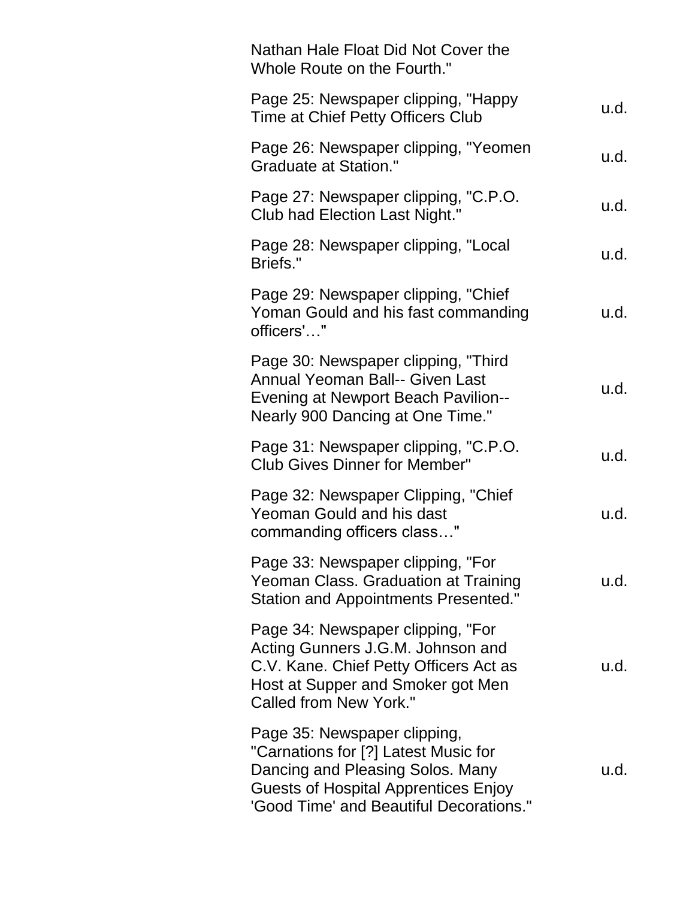| | |
|---|---|
| Nathan Hale Float Did Not Cover the Whole Route on the Fourth." | |
| Page 25: Newspaper clipping, "Happy Time at Chief Petty Officers Club | u.d. |
| Page 26: Newspaper clipping, "Yeomen Graduate at Station." | u.d. |
| Page 27: Newspaper clipping, "C.P.O. Club had Election Last Night." | u.d. |
| Page 28: Newspaper clipping, "Local Briefs." | u.d. |
| Page 29: Newspaper clipping, "Chief Yoman Gould and his fast commanding officers'…" | u.d. |
| Page 30: Newspaper clipping, "Third Annual Yeoman Ball-- Given Last Evening at Newport Beach Pavilion-- Nearly 900 Dancing at One Time." | u.d. |
| Page 31: Newspaper clipping, "C.P.O. Club Gives Dinner for Member" | u.d. |
| Page 32: Newspaper Clipping, "Chief Yeoman Gould and his dast commanding officers class…" | u.d. |
| Page 33: Newspaper clipping, "For Yeoman Class. Graduation at Training Station and Appointments Presented." | u.d. |
| Page 34: Newspaper clipping, "For Acting Gunners J.G.M. Johnson and C.V. Kane. Chief Petty Officers Act as Host at Supper and Smoker got Men Called from New York." | u.d. |
| Page 35: Newspaper clipping, "Carnations for [?] Latest Music for Dancing and Pleasing Solos. Many Guests of Hospital Apprentices Enjoy 'Good Time' and Beautiful Decorations." | u.d. |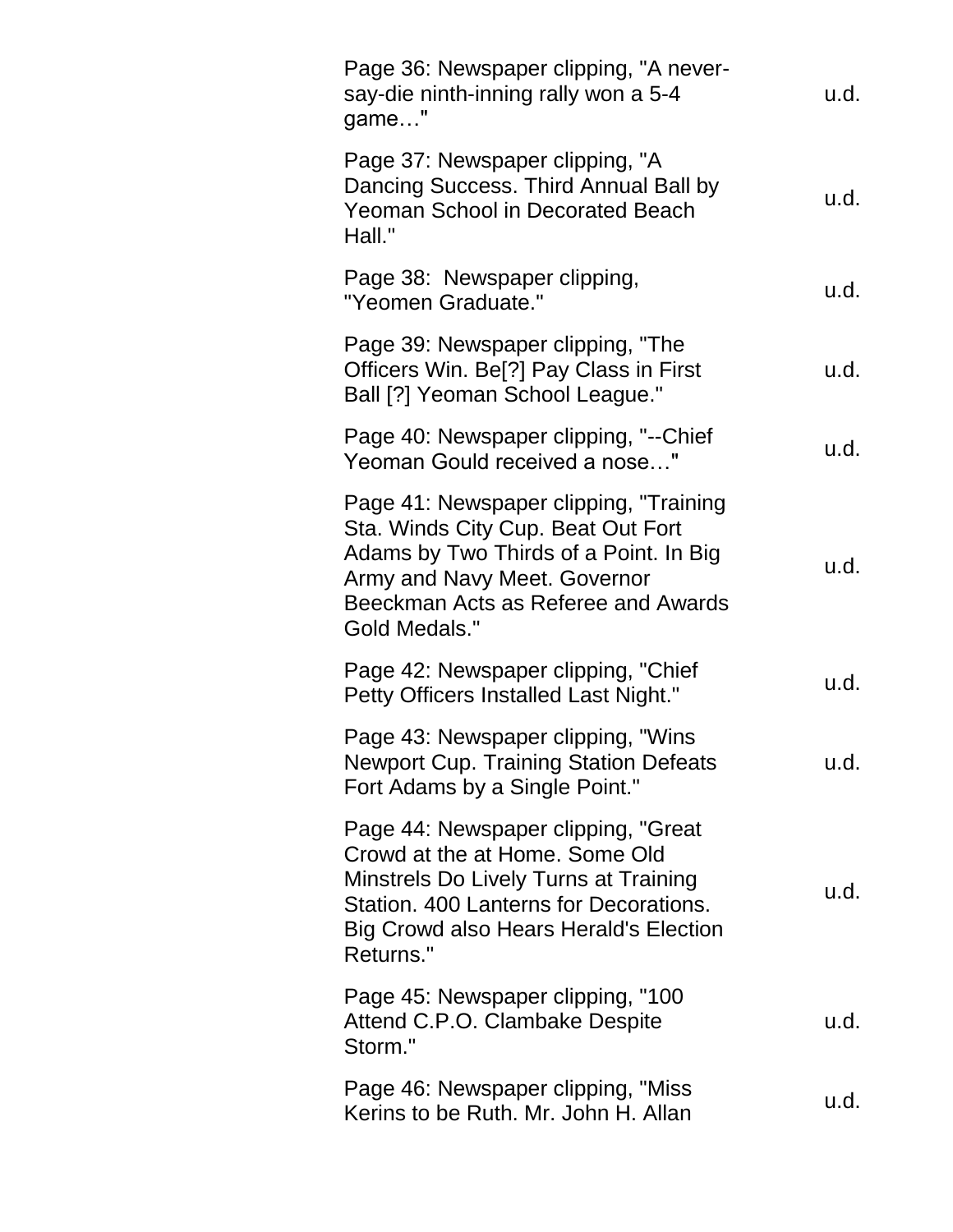| | |
|---|---|
| Page 36: Newspaper clipping, "A never-say-die ninth-inning rally won a 5-4 game…" | u.d. |
| Page 37: Newspaper clipping, "A Dancing Success. Third Annual Ball by Yeoman School in Decorated Beach Hall." | u.d. |
| Page 38: Newspaper clipping, "Yeomen Graduate." | u.d. |
| Page 39: Newspaper clipping, "The Officers Win. Be[?] Pay Class in First Ball [?] Yeoman School League." | u.d. |
| Page 40: Newspaper clipping, "--Chief Yeoman Gould received a nose…" | u.d. |
| Page 41: Newspaper clipping, "Training Sta. Winds City Cup. Beat Out Fort Adams by Two Thirds of a Point. In Big Army and Navy Meet. Governor Beeckman Acts as Referee and Awards Gold Medals." | u.d. |
| Page 42: Newspaper clipping, "Chief Petty Officers Installed Last Night." | u.d. |
| Page 43: Newspaper clipping, "Wins Newport Cup. Training Station Defeats Fort Adams by a Single Point." | u.d. |
| Page 44: Newspaper clipping, "Great Crowd at the at Home. Some Old Minstrels Do Lively Turns at Training Station. 400 Lanterns for Decorations. Big Crowd also Hears Herald's Election Returns." | u.d. |
| Page 45: Newspaper clipping, "100 Attend C.P.O. Clambake Despite Storm." | u.d. |
| Page 46: Newspaper clipping, "Miss Kerins to be Ruth. Mr. John H. Allan | u.d. |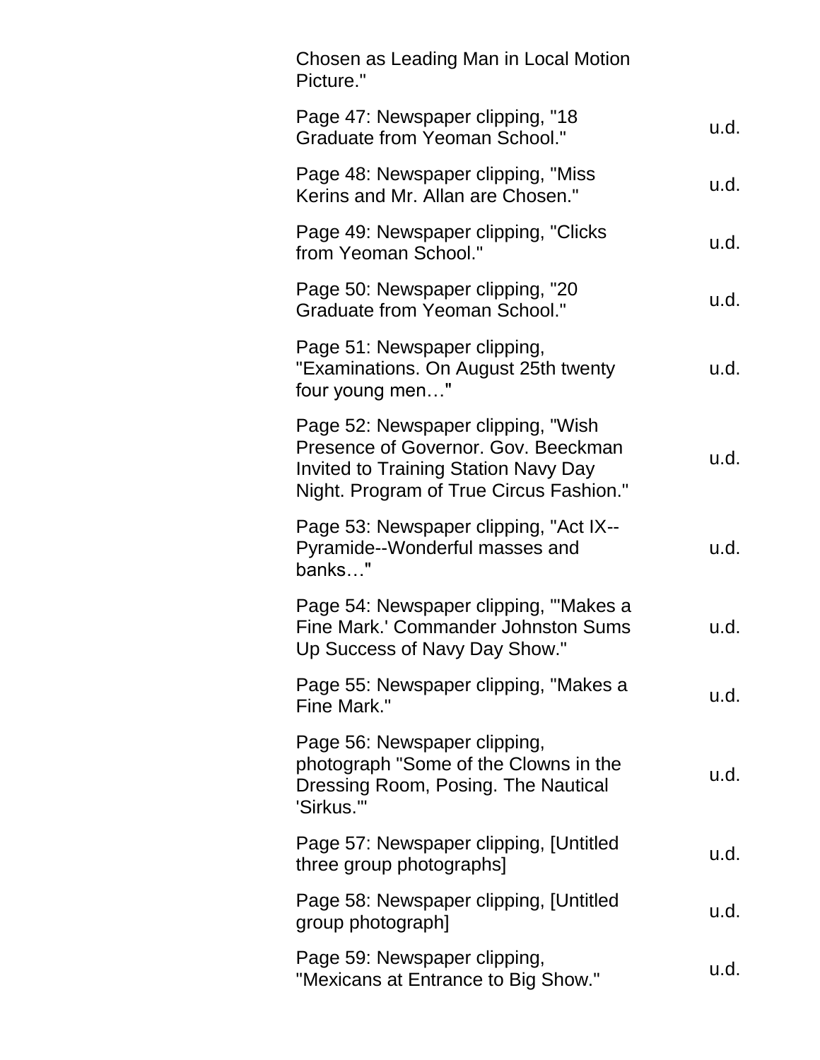| | |
|---|---|
| Chosen as Leading Man in Local Motion Picture." | |
| Page 47: Newspaper clipping, "18 Graduate from Yeoman School." | u.d. |
| Page 48: Newspaper clipping, "Miss Kerins and Mr. Allan are Chosen." | u.d. |
| Page 49: Newspaper clipping, "Clicks from Yeoman School." | u.d. |
| Page 50: Newspaper clipping, "20 Graduate from Yeoman School." | u.d. |
| Page 51: Newspaper clipping, "Examinations. On August 25th twenty four young men…" | u.d. |
| Page 52: Newspaper clipping, "Wish Presence of Governor. Gov. Beeckman Invited to Training Station Navy Day Night. Program of True Circus Fashion." | u.d. |
| Page 53: Newspaper clipping, "Act IX--Pyramide--Wonderful masses and banks…" | u.d. |
| Page 54: Newspaper clipping, "'Makes a Fine Mark.' Commander Johnston Sums Up Success of Navy Day Show." | u.d. |
| Page 55: Newspaper clipping, "Makes a Fine Mark." | u.d. |
| Page 56: Newspaper clipping, photograph "Some of the Clowns in the Dressing Room, Posing. The Nautical 'Sirkus.'" | u.d. |
| Page 57: Newspaper clipping, [Untitled three group photographs] | u.d. |
| Page 58: Newspaper clipping, [Untitled group photograph] | u.d. |
| Page 59: Newspaper clipping, "Mexicans at Entrance to Big Show." | u.d. |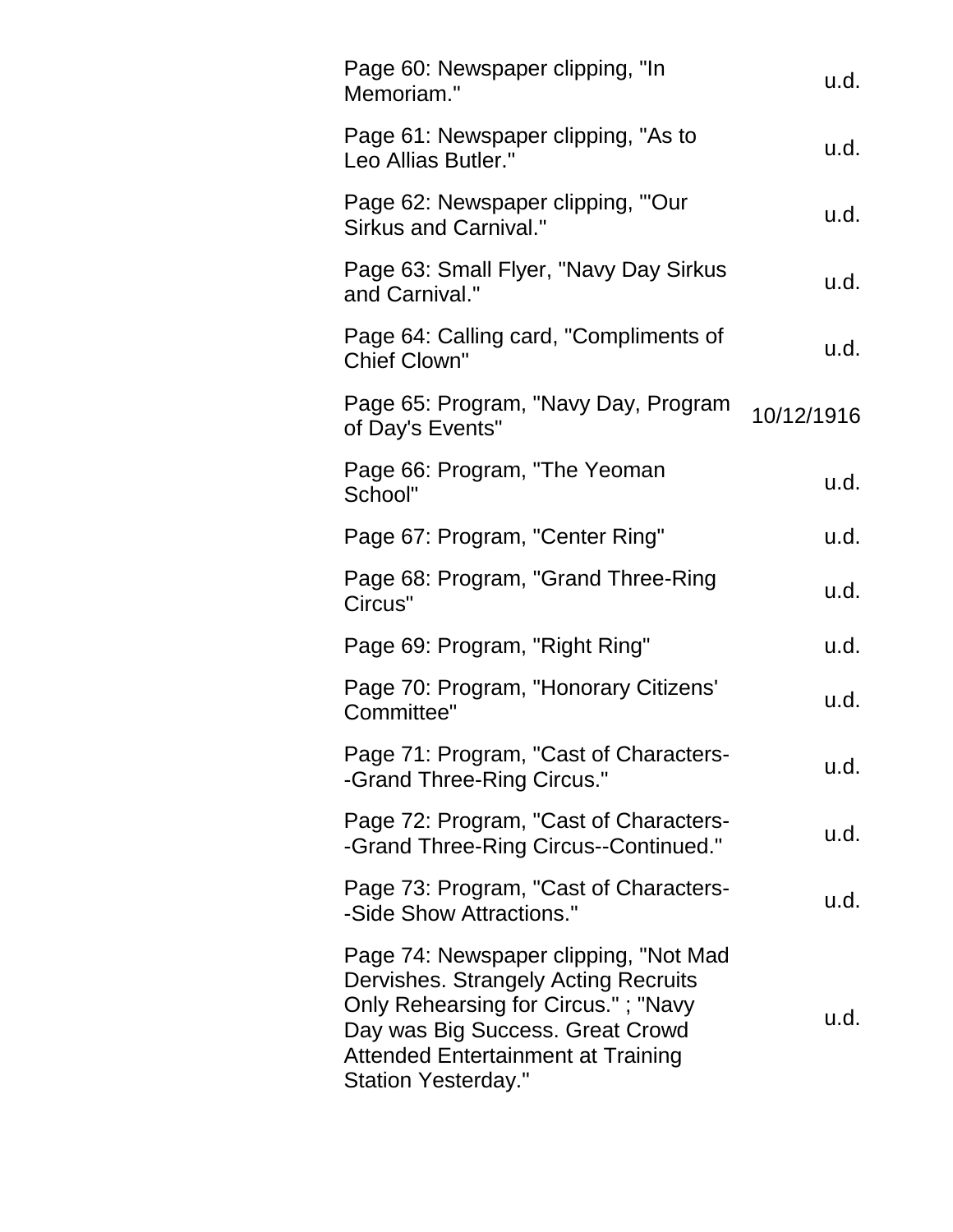| | |
|---|---|
| Page 60: Newspaper clipping, "In Memoriam." | u.d. |
| Page 61: Newspaper clipping, "As to Leo Allias Butler." | u.d. |
| Page 62: Newspaper clipping, "'Our Sirkus and Carnival." | u.d. |
| Page 63: Small Flyer, "Navy Day Sirkus and Carnival." | u.d. |
| Page 64: Calling card, "Compliments of Chief Clown" | u.d. |
| Page 65: Program, "Navy Day, Program of Day's Events" | 10/12/1916 |
| Page 66: Program, "The Yeoman School" | u.d. |
| Page 67: Program, "Center Ring" | u.d. |
| Page 68: Program, "Grand Three-Ring Circus" | u.d. |
| Page 69: Program, "Right Ring" | u.d. |
| Page 70: Program, "Honorary Citizens' Committee" | u.d. |
| Page 71: Program, "Cast of Characters--Grand Three-Ring Circus." | u.d. |
| Page 72: Program, "Cast of Characters--Grand Three-Ring Circus--Continued." | u.d. |
| Page 73: Program, "Cast of Characters--Side Show Attractions." | u.d. |
| Page 74: Newspaper clipping, "Not Mad Dervishes. Strangely Acting Recruits Only Rehearsing for Circus." ; "Navy Day was Big Success. Great Crowd Attended Entertainment at Training Station Yesterday." | u.d. |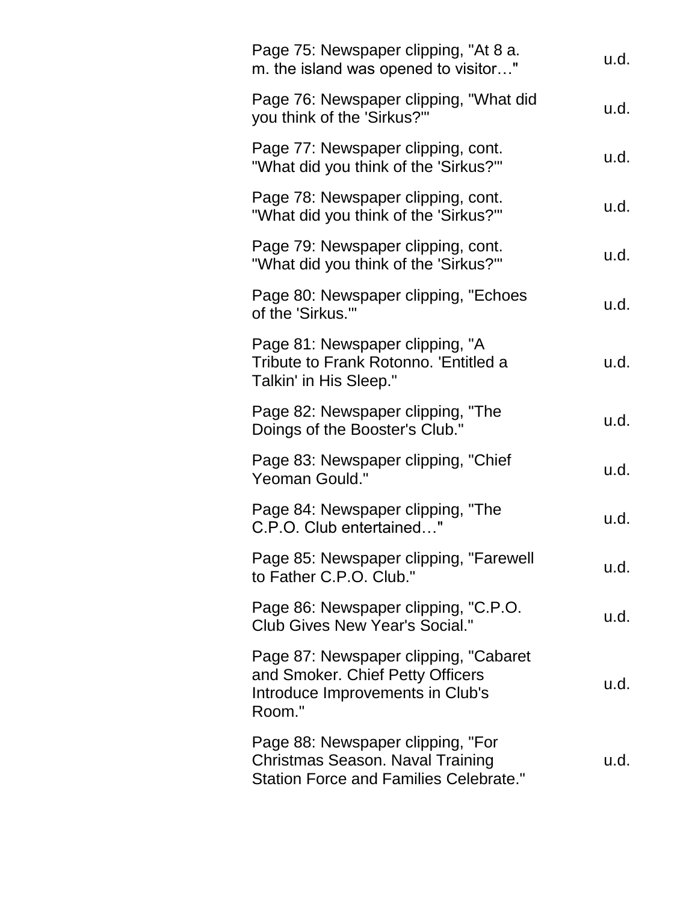| | |
|---|---|
| Page 75: Newspaper clipping, "At 8 a. m. the island was opened to visitor…" | u.d. |
| Page 76: Newspaper clipping, "What did you think of the 'Sirkus?'" | u.d. |
| Page 77: Newspaper clipping, cont. "What did you think of the 'Sirkus?'" | u.d. |
| Page 78: Newspaper clipping, cont. "What did you think of the 'Sirkus?'" | u.d. |
| Page 79: Newspaper clipping, cont. "What did you think of the 'Sirkus?'" | u.d. |
| Page 80: Newspaper clipping, "Echoes of the 'Sirkus.'" | u.d. |
| Page 81: Newspaper clipping, "A Tribute to Frank Rotonno. 'Entitled a Talkin' in His Sleep." | u.d. |
| Page 82: Newspaper clipping, "The Doings of the Booster's Club." | u.d. |
| Page 83: Newspaper clipping, "Chief Yeoman Gould." | u.d. |
| Page 84: Newspaper clipping, "The C.P.O. Club entertained…" | u.d. |
| Page 85: Newspaper clipping, "Farewell to Father C.P.O. Club." | u.d. |
| Page 86: Newspaper clipping, "C.P.O. Club Gives New Year's Social." | u.d. |
| Page 87: Newspaper clipping, "Cabaret and Smoker. Chief Petty Officers Introduce Improvements in Club's Room." | u.d. |
| Page 88: Newspaper clipping, "For Christmas Season. Naval Training Station Force and Families Celebrate." | u.d. |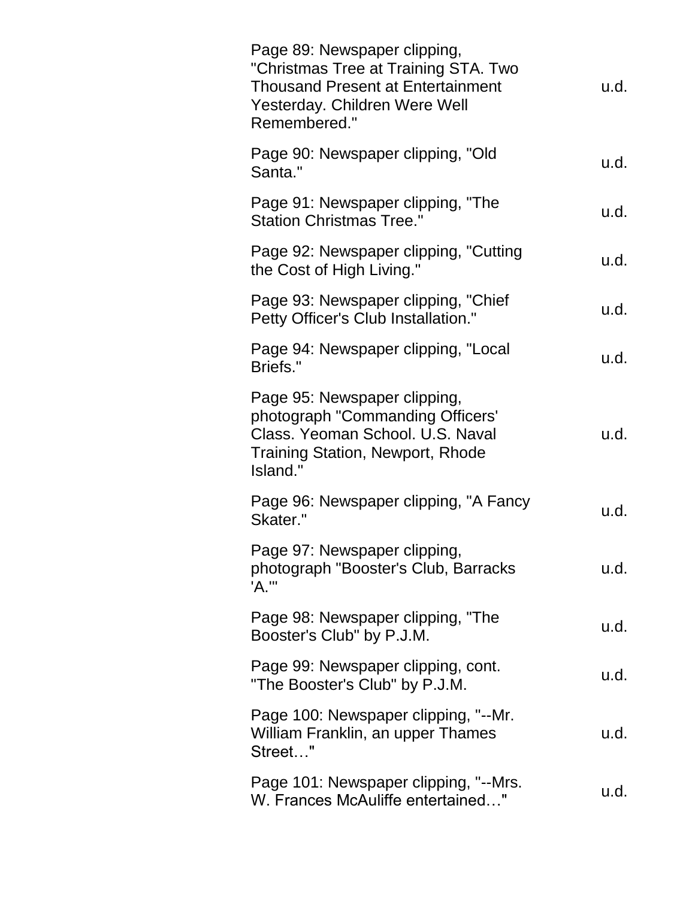| | |
|---|---|
| Page 89: Newspaper clipping, "Christmas Tree at Training STA. Two Thousand Present at Entertainment Yesterday. Children Were Well Remembered." | u.d. |
| Page 90: Newspaper clipping, "Old Santa." | u.d. |
| Page 91: Newspaper clipping, "The Station Christmas Tree." | u.d. |
| Page 92: Newspaper clipping, "Cutting the Cost of High Living." | u.d. |
| Page 93: Newspaper clipping, "Chief Petty Officer's Club Installation." | u.d. |
| Page 94: Newspaper clipping, "Local Briefs." | u.d. |
| Page 95: Newspaper clipping, photograph "Commanding Officers' Class. Yeoman School. U.S. Naval Training Station, Newport, Rhode Island." | u.d. |
| Page 96: Newspaper clipping, "A Fancy Skater." | u.d. |
| Page 97: Newspaper clipping, photograph "Booster's Club, Barracks 'A.'" | u.d. |
| Page 98: Newspaper clipping, "The Booster's Club" by P.J.M. | u.d. |
| Page 99: Newspaper clipping, cont. "The Booster's Club" by P.J.M. | u.d. |
| Page 100: Newspaper clipping, "--Mr. William Franklin, an upper Thames Street…" | u.d. |
| Page 101: Newspaper clipping, "--Mrs. W. Frances McAuliffe entertained…" | u.d. |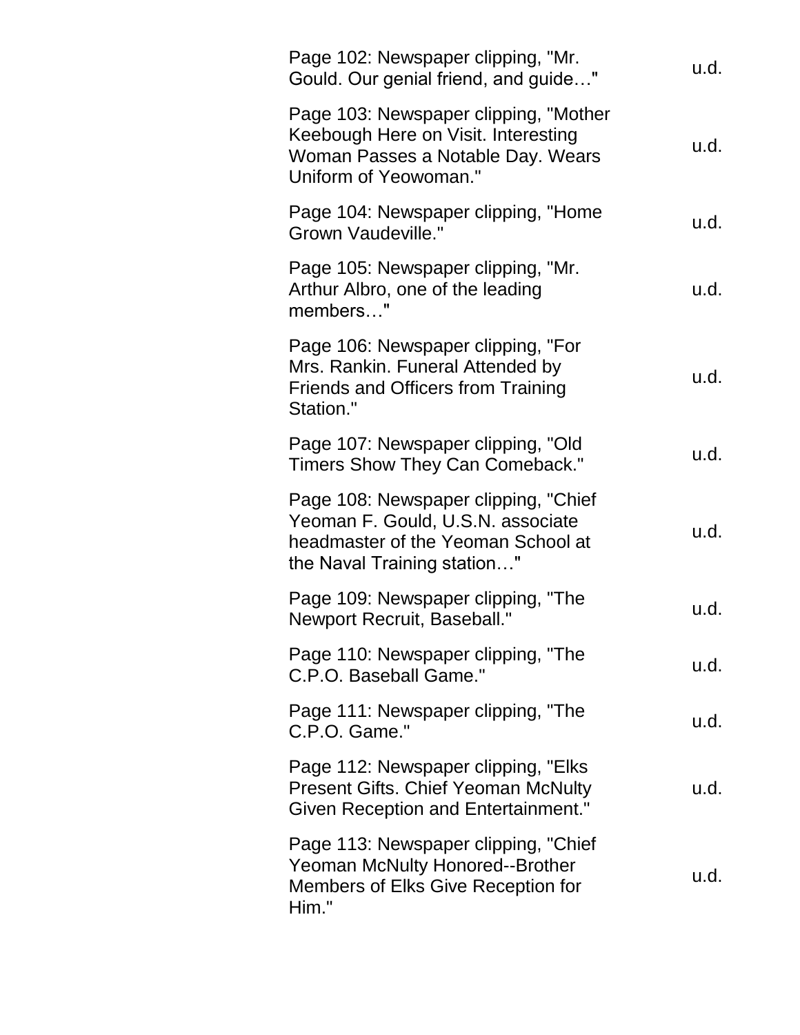| | |
|---|---|
| Page 102: Newspaper clipping, "Mr. Gould. Our genial friend, and guide…" | u.d. |
| Page 103: Newspaper clipping, "Mother Keebough Here on Visit. Interesting Woman Passes a Notable Day. Wears Uniform of Yeowoman." | u.d. |
| Page 104: Newspaper clipping, "Home Grown Vaudeville." | u.d. |
| Page 105: Newspaper clipping, "Mr. Arthur Albro, one of the leading members…" | u.d. |
| Page 106: Newspaper clipping, "For Mrs. Rankin. Funeral Attended by Friends and Officers from Training Station." | u.d. |
| Page 107: Newspaper clipping, "Old Timers Show They Can Comeback." | u.d. |
| Page 108: Newspaper clipping, "Chief Yeoman F. Gould, U.S.N. associate headmaster of the Yeoman School at the Naval Training station…" | u.d. |
| Page 109: Newspaper clipping, "The Newport Recruit, Baseball." | u.d. |
| Page 110: Newspaper clipping, "The C.P.O. Baseball Game." | u.d. |
| Page 111: Newspaper clipping, "The C.P.O. Game." | u.d. |
| Page 112: Newspaper clipping, "Elks Present Gifts. Chief Yeoman McNulty Given Reception and Entertainment." | u.d. |
| Page 113: Newspaper clipping, "Chief Yeoman McNulty Honored--Brother Members of Elks Give Reception for Him." | u.d. |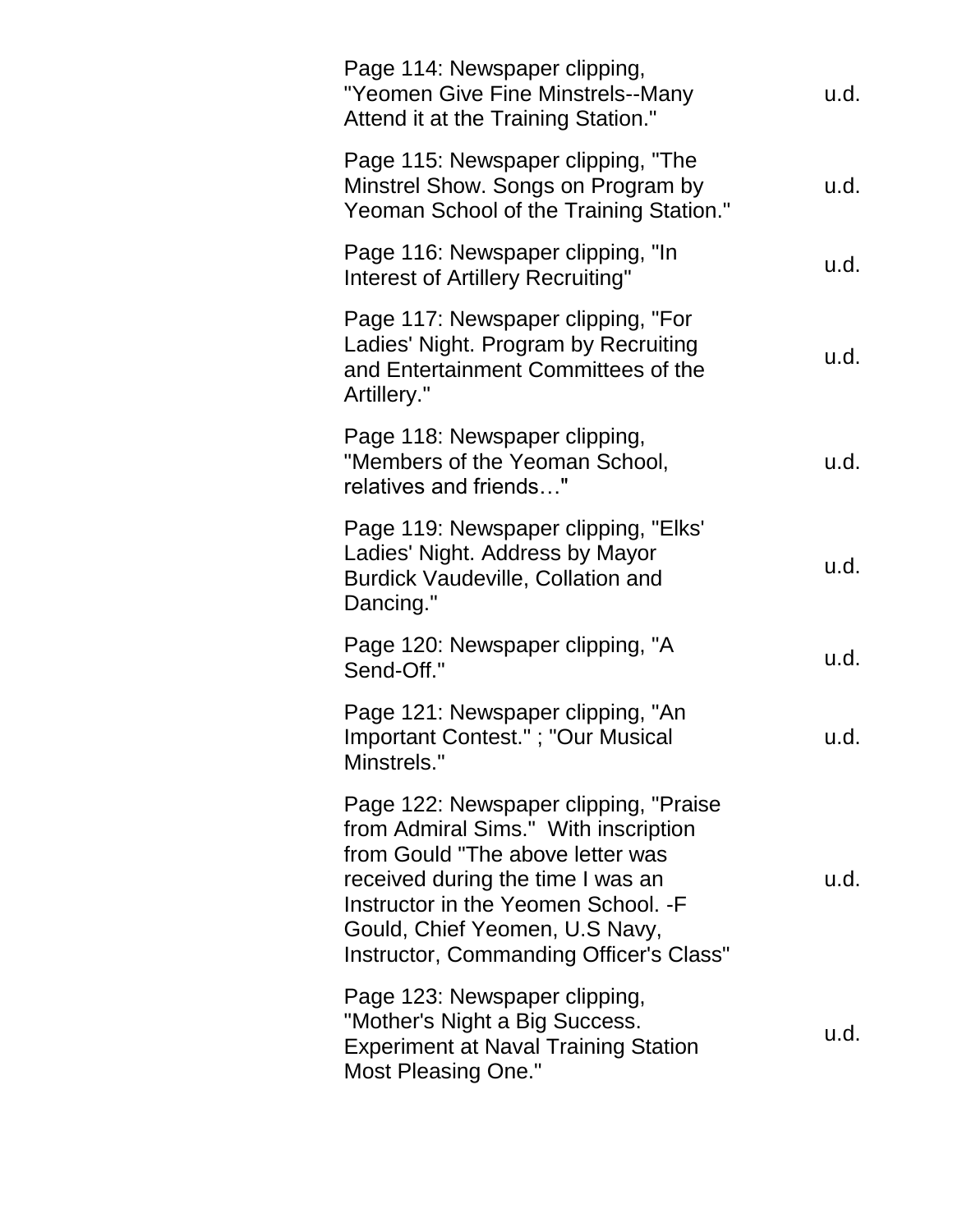| | |
|---|---|
| Page 114: Newspaper clipping, "Yeomen Give Fine Minstrels--Many Attend it at the Training Station." | u.d. |
| Page 115: Newspaper clipping, "The Minstrel Show. Songs on Program by Yeoman School of the Training Station." | u.d. |
| Page 116: Newspaper clipping, "In Interest of Artillery Recruiting" | u.d. |
| Page 117: Newspaper clipping, "For Ladies' Night. Program by Recruiting and Entertainment Committees of the Artillery." | u.d. |
| Page 118: Newspaper clipping, "Members of the Yeoman School, relatives and friends…" | u.d. |
| Page 119: Newspaper clipping, "Elks' Ladies' Night. Address by Mayor Burdick Vaudeville, Collation and Dancing." | u.d. |
| Page 120: Newspaper clipping, "A Send-Off." | u.d. |
| Page 121: Newspaper clipping, "An Important Contest." ; "Our Musical Minstrels." | u.d. |
| Page 122: Newspaper clipping, "Praise from Admiral Sims." With inscription from Gould "The above letter was received during the time I was an Instructor in the Yeomen School. -F Gould, Chief Yeomen, U.S Navy, Instructor, Commanding Officer's Class" | u.d. |
| Page 123: Newspaper clipping, "Mother's Night a Big Success. Experiment at Naval Training Station Most Pleasing One." | u.d. |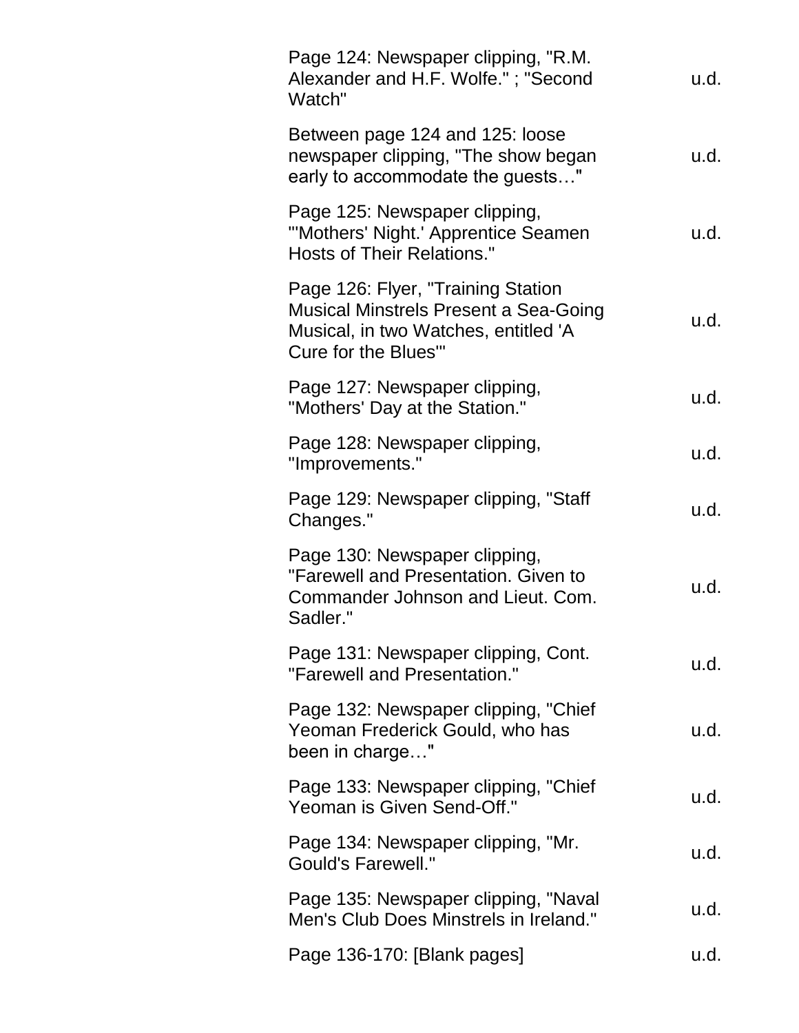| | |
|---|---|
| Page 124: Newspaper clipping, "R.M. Alexander and H.F. Wolfe." ; "Second Watch" | u.d. |
| Between page 124 and 125: loose newspaper clipping, "The show began early to accommodate the guests…" | u.d. |
| Page 125: Newspaper clipping, "'Mothers' Night.' Apprentice Seamen Hosts of Their Relations." | u.d. |
| Page 126: Flyer, "Training Station Musical Minstrels Present a Sea-Going Musical, in two Watches, entitled 'A Cure for the Blues'" | u.d. |
| Page 127: Newspaper clipping, "Mothers' Day at the Station." | u.d. |
| Page 128: Newspaper clipping, "Improvements." | u.d. |
| Page 129: Newspaper clipping, "Staff Changes." | u.d. |
| Page 130: Newspaper clipping, "Farewell and Presentation. Given to Commander Johnson and Lieut. Com. Sadler." | u.d. |
| Page 131: Newspaper clipping, Cont. "Farewell and Presentation." | u.d. |
| Page 132: Newspaper clipping, "Chief Yeoman Frederick Gould, who has been in charge…" | u.d. |
| Page 133: Newspaper clipping, "Chief Yeoman is Given Send-Off." | u.d. |
| Page 134: Newspaper clipping, "Mr. Gould's Farewell." | u.d. |
| Page 135: Newspaper clipping, "Naval Men's Club Does Minstrels in Ireland." | u.d. |
| Page 136-170: [Blank pages] | u.d. |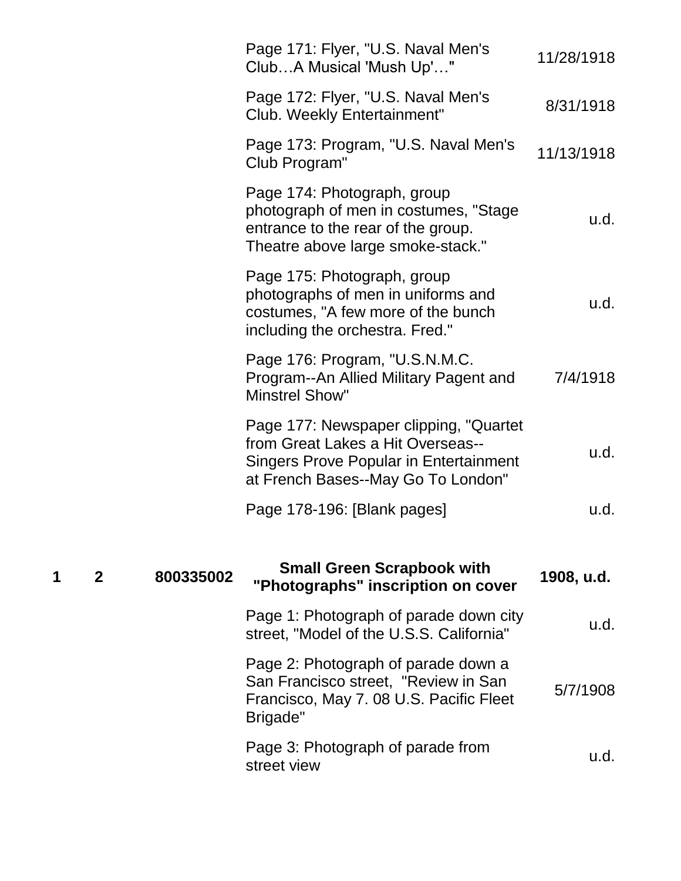| | | | | |
|---|---|---|---|---|
| | | | Page 171: Flyer, "U.S. Naval Men's Club…A Musical 'Mush Up'…" | 11/28/1918 |
| | | | Page 172: Flyer, "U.S. Naval Men's Club. Weekly Entertainment" | 8/31/1918 |
| | | | Page 173: Program, "U.S. Naval Men's Club Program" | 11/13/1918 |
| | | | Page 174: Photograph, group photograph of men in costumes, "Stage entrance to the rear of the group. Theatre above large smoke-stack." | u.d. |
| | | | Page 175: Photograph, group photographs of men in uniforms and costumes, "A few more of the bunch including the orchestra. Fred." | u.d. |
| | | | Page 176: Program, "U.S.N.M.C. Program--An Allied Military Pagent and Minstrel Show" | 7/4/1918 |
| | | | Page 177: Newspaper clipping, "Quartet from Great Lakes a Hit Overseas--Singers Prove Popular in Entertainment at French Bases--May Go To London" | u.d. |
| | | | Page 178-196: [Blank pages] | u.d. |
| **1** | **2** | **800335002** | **Small Green Scrapbook with "Photographs" inscription on cover** | **1908, u.d.** |
| | | | Page 1: Photograph of parade down city street, "Model of the U.S.S. California" | u.d. |
| | | | Page 2: Photograph of parade down a San Francisco street, "Review in San Francisco, May 7. 08 U.S. Pacific Fleet Brigade" | 5/7/1908 |
| | | | Page 3: Photograph of parade from street view | u.d. |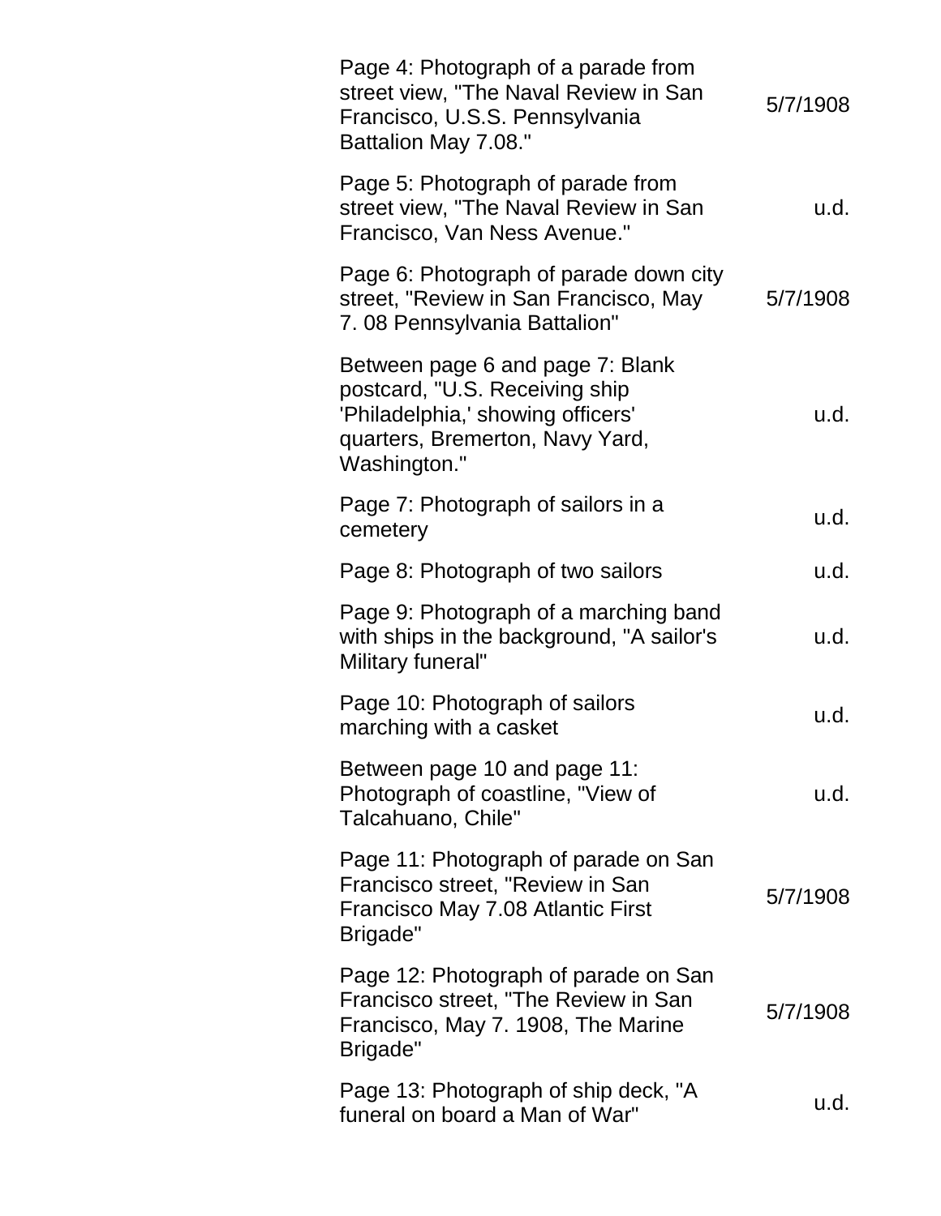| | |
|---|---|
| Page 4: Photograph of a parade from street view, "The Naval Review in San Francisco, U.S.S. Pennsylvania Battalion May 7.08." | 5/7/1908 |
| Page 5: Photograph of parade from street view, "The Naval Review in San Francisco, Van Ness Avenue." | u.d. |
| Page 6: Photograph of parade down city street, "Review in San Francisco, May 7. 08 Pennsylvania Battalion" | 5/7/1908 |
| Between page 6 and page 7: Blank postcard, "U.S. Receiving ship 'Philadelphia,' showing officers' quarters, Bremerton, Navy Yard, Washington." | u.d. |
| Page 7: Photograph of sailors in a cemetery | u.d. |
| Page 8: Photograph of two sailors | u.d. |
| Page 9: Photograph of a marching band with ships in the background, "A sailor's Military funeral" | u.d. |
| Page 10: Photograph of sailors marching with a casket | u.d. |
| Between page 10 and page 11: Photograph of coastline, "View of Talcahuano, Chile" | u.d. |
| Page 11: Photograph of parade on San Francisco street, "Review in San Francisco May 7.08 Atlantic First Brigade" | 5/7/1908 |
| Page 12: Photograph of parade on San Francisco street, "The Review in San Francisco, May 7. 1908, The Marine Brigade" | 5/7/1908 |
| Page 13: Photograph of ship deck, "A funeral on board a Man of War" | u.d. |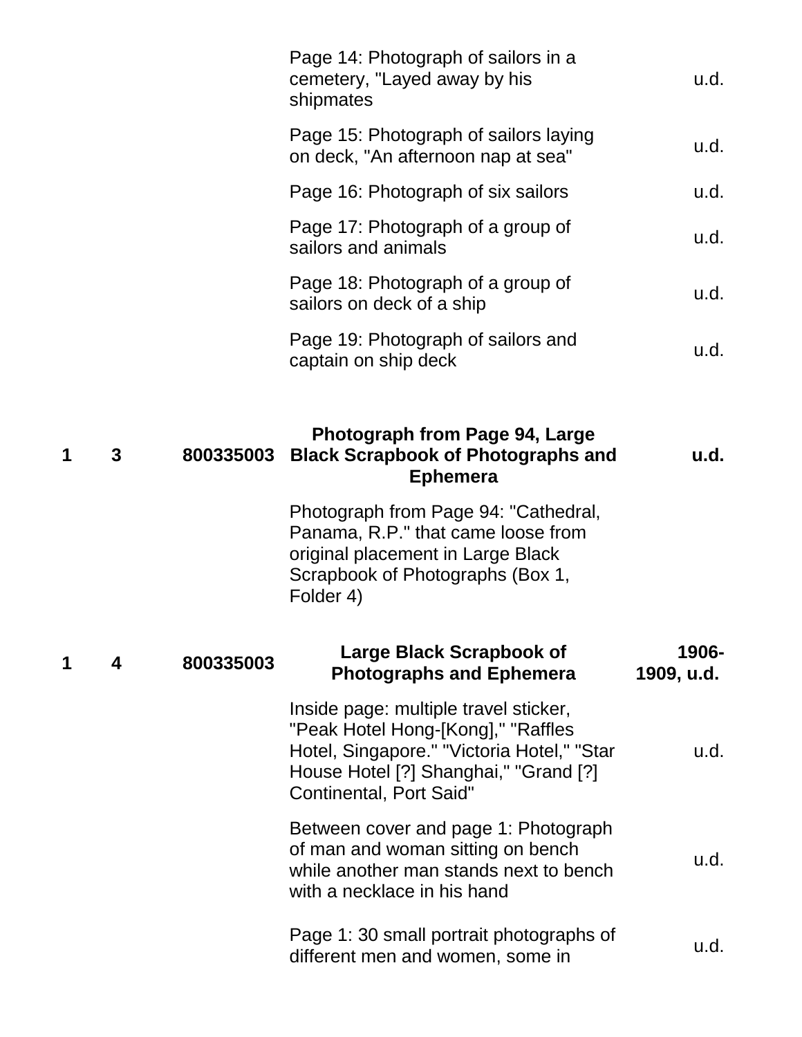| Box | Folder | Item ID | Description | Date |
| --- | --- | --- | --- | --- |
| | | | Page 14: Photograph of sailors in a cemetery, "Layed away by his shipmates | u.d. |
| | | | Page 15: Photograph of sailors laying on deck, "An afternoon nap at sea" | u.d. |
| | | | Page 16: Photograph of six sailors | u.d. |
| | | | Page 17: Photograph of a group of sailors and animals | u.d. |
| | | | Page 18: Photograph of a group of sailors on deck of a ship | u.d. |
| | | | Page 19: Photograph of sailors and captain on ship deck | u.d. |
| **1** | **3** | **800335003** | **Photograph from Page 94, Large Black Scrapbook of Photographs and Ephemera** | **u.d.** |
| | | | Photograph from Page 94: "Cathedral, Panama, R.P." that came loose from original placement in Large Black Scrapbook of Photographs (Box 1, Folder 4) | |
| **1** | **4** | **800335003** | **Large Black Scrapbook of Photographs and Ephemera** | **1906-1909, u.d.** |
| | | | Inside page: multiple travel sticker, "Peak Hotel Hong-[Kong]," "Raffles Hotel, Singapore." "Victoria Hotel," "Star House Hotel [?] Shanghai," "Grand [?] Continental, Port Said" | u.d. |
| | | | Between cover and page 1: Photograph of man and woman sitting on bench while another man stands next to bench with a necklace in his hand | u.d. |
| | | | Page 1: 30 small portrait photographs of different men and women, some in | u.d. |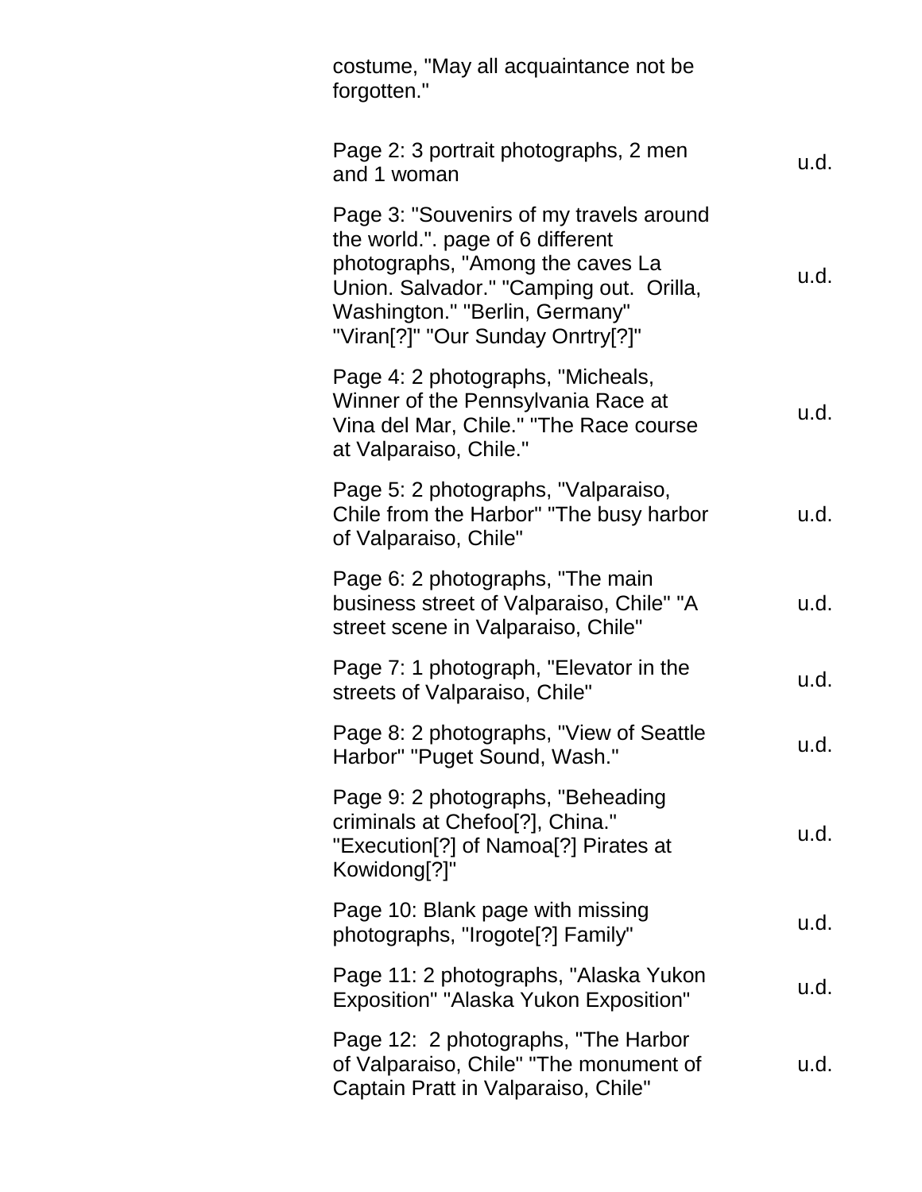| | |
|---|---|
| costume, "May all acquaintance not be forgotten." | |
| Page 2: 3 portrait photographs, 2 men and 1 woman | u.d. |
| Page 3: "Souvenirs of my travels around the world.". page of 6 different photographs, "Among the caves La Union. Salvador." "Camping out. Orilla, Washington." "Berlin, Germany" "Viran[?]" "Our Sunday Onrtry[?]" | u.d. |
| Page 4: 2 photographs, "Micheals, Winner of the Pennsylvania Race at Vina del Mar, Chile." "The Race course at Valparaiso, Chile." | u.d. |
| Page 5: 2 photographs, "Valparaiso, Chile from the Harbor" "The busy harbor of Valparaiso, Chile" | u.d. |
| Page 6: 2 photographs, "The main business street of Valparaiso, Chile" "A street scene in Valparaiso, Chile" | u.d. |
| Page 7: 1 photograph, "Elevator in the streets of Valparaiso, Chile" | u.d. |
| Page 8: 2 photographs, "View of Seattle Harbor" "Puget Sound, Wash." | u.d. |
| Page 9: 2 photographs, "Beheading criminals at Chefoo[?], China." "Execution[?] of Namoa[?] Pirates at Kowidong[?]" | u.d. |
| Page 10: Blank page with missing photographs, "Irogote[?] Family" | u.d. |
| Page 11: 2 photographs, "Alaska Yukon Exposition" "Alaska Yukon Exposition" | u.d. |
| Page 12: 2 photographs, "The Harbor of Valparaiso, Chile" "The monument of Captain Pratt in Valparaiso, Chile" | u.d. |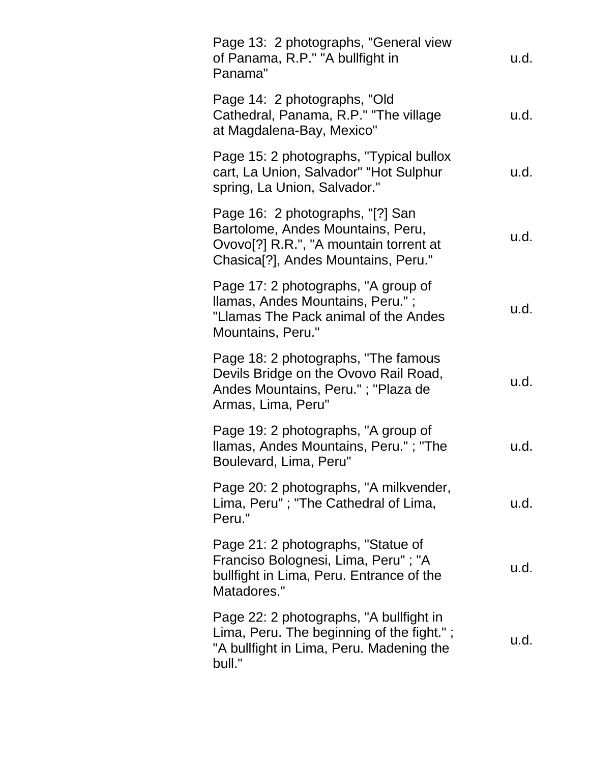| | |
|---|---|
| Page 13: 2 photographs, "General view of Panama, R.P." "A bullfight in Panama" | u.d. |
| Page 14: 2 photographs, "Old Cathedral, Panama, R.P." "The village at Magdalena-Bay, Mexico" | u.d. |
| Page 15: 2 photographs, "Typical bullox cart, La Union, Salvador" "Hot Sulphur spring, La Union, Salvador." | u.d. |
| Page 16: 2 photographs, "[?] San Bartolome, Andes Mountains, Peru, Ovovo[?] R.R.", "A mountain torrent at Chasica[?], Andes Mountains, Peru." | u.d. |
| Page 17: 2 photographs, "A group of llamas, Andes Mountains, Peru." ; "Llamas The Pack animal of the Andes Mountains, Peru." | u.d. |
| Page 18: 2 photographs, "The famous Devils Bridge on the Ovovo Rail Road, Andes Mountains, Peru." ; "Plaza de Armas, Lima, Peru" | u.d. |
| Page 19: 2 photographs, "A group of llamas, Andes Mountains, Peru." ; "The Boulevard, Lima, Peru" | u.d. |
| Page 20: 2 photographs, "A milkvender, Lima, Peru" ; "The Cathedral of Lima, Peru." | u.d. |
| Page 21: 2 photographs, "Statue of Franciso Bolognesi, Lima, Peru" ; "A bullfight in Lima, Peru. Entrance of the Matadores." | u.d. |
| Page 22: 2 photographs, "A bullfight in Lima, Peru. The beginning of the fight." ; "A bullfight in Lima, Peru. Madening the bull." | u.d. |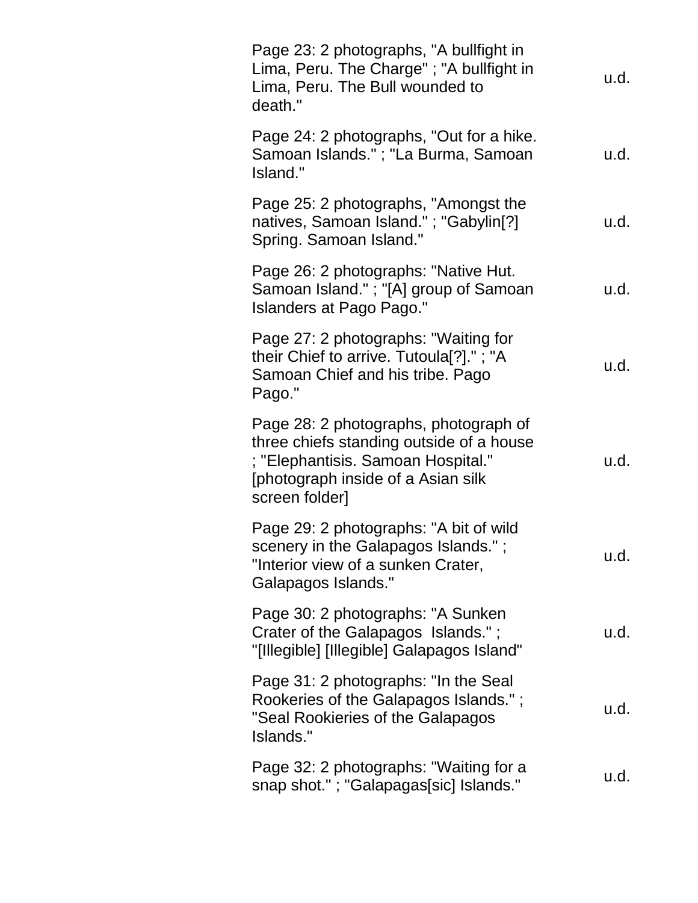| | |
|---|---|
| Page 23: 2 photographs, "A bullfight in Lima, Peru. The Charge" ; "A bullfight in Lima, Peru. The Bull wounded to death." | u.d. |
| Page 24: 2 photographs, "Out for a hike. Samoan Islands." ; "La Burma, Samoan Island." | u.d. |
| Page 25: 2 photographs, "Amongst the natives, Samoan Island." ; "Gabylin[?] Spring. Samoan Island." | u.d. |
| Page 26: 2 photographs: "Native Hut. Samoan Island." ; "[A] group of Samoan Islanders at Pago Pago." | u.d. |
| Page 27: 2 photographs: "Waiting for their Chief to arrive. Tutoula[?]." ; "A Samoan Chief and his tribe. Pago Pago." | u.d. |
| Page 28: 2 photographs, photograph of three chiefs standing outside of a house ; "Elephantisis. Samoan Hospital." [photograph inside of a Asian silk screen folder] | u.d. |
| Page 29: 2 photographs: "A bit of wild scenery in the Galapagos Islands." ; "Interior view of a sunken Crater, Galapagos Islands." | u.d. |
| Page 30: 2 photographs: "A Sunken Crater of the Galapagos Islands." ; "[Illegible] [Illegible] Galapagos Island" | u.d. |
| Page 31: 2 photographs: "In the Seal Rookeries of the Galapagos Islands." ; "Seal Rookieries of the Galapagos Islands." | u.d. |
| Page 32: 2 photographs: "Waiting for a snap shot." ; "Galapagas[sic] Islands." | u.d. |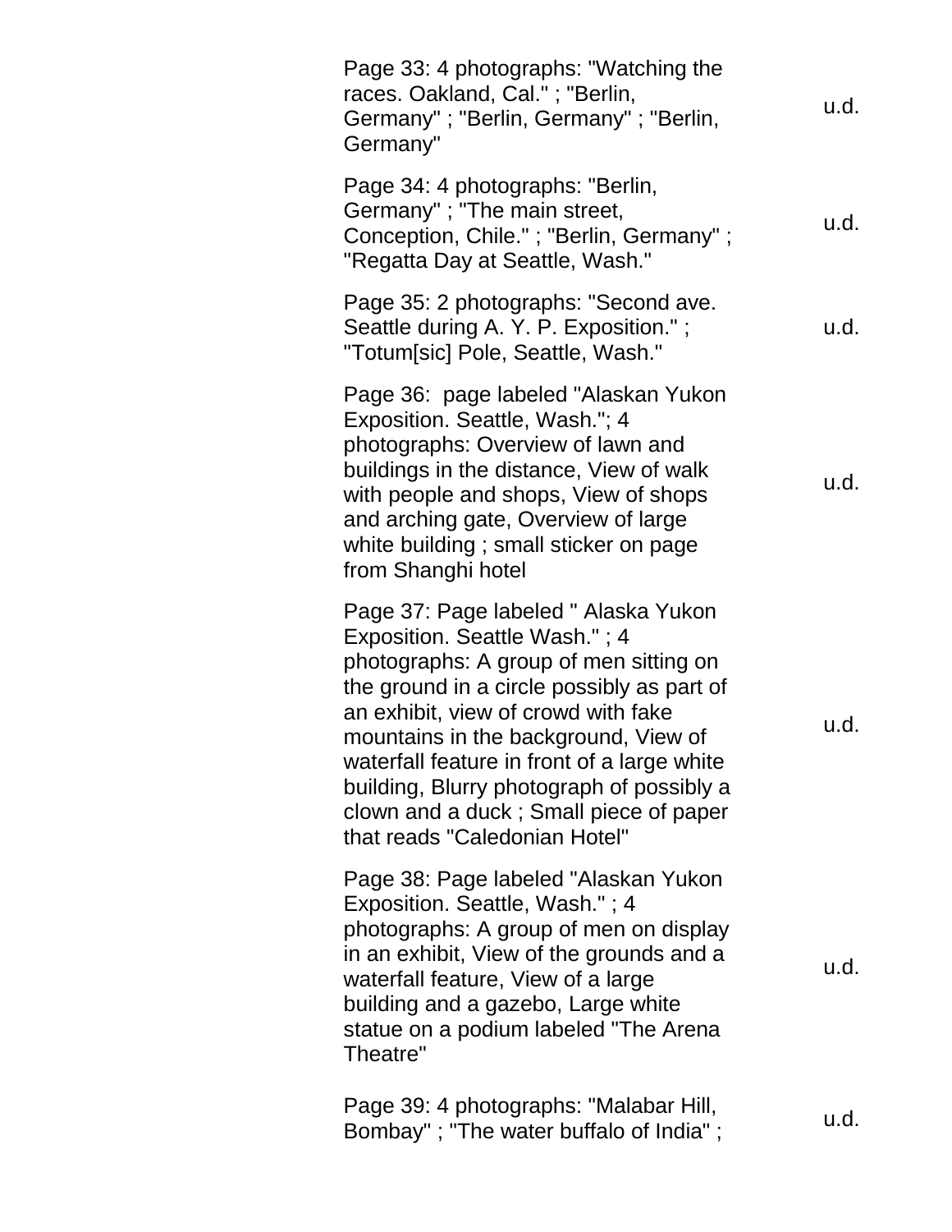| | |
|---|---|
| Page 33: 4 photographs: "Watching the races. Oakland, Cal." ; "Berlin, Germany" ; "Berlin, Germany" ; "Berlin, Germany" | u.d. |
| Page 34: 4 photographs: "Berlin, Germany" ; "The main street, Conception, Chile." ; "Berlin, Germany" ; "Regatta Day at Seattle, Wash." | u.d. |
| Page 35: 2 photographs: "Second ave. Seattle during A. Y. P. Exposition." ; "Totum[sic] Pole, Seattle, Wash." | u.d. |
| Page 36: page labeled "Alaskan Yukon Exposition. Seattle, Wash."; 4 photographs: Overview of lawn and buildings in the distance, View of walk with people and shops, View of shops and arching gate, Overview of large white building ; small sticker on page from Shanghi hotel | u.d. |
| Page 37: Page labeled " Alaska Yukon Exposition. Seattle Wash." ; 4 photographs: A group of men sitting on the ground in a circle possibly as part of an exhibit, view of crowd with fake mountains in the background, View of waterfall feature in front of a large white building, Blurry photograph of possibly a clown and a duck ; Small piece of paper that reads "Caledonian Hotel" | u.d. |
| Page 38: Page labeled "Alaskan Yukon Exposition. Seattle, Wash." ; 4 photographs: A group of men on display in an exhibit, View of the grounds and a waterfall feature, View of a large building and a gazebo, Large white statue on a podium labeled "The Arena Theatre" | u.d. |
| Page 39: 4 photographs: "Malabar Hill, Bombay" ; "The water buffalo of India" ; | u.d. |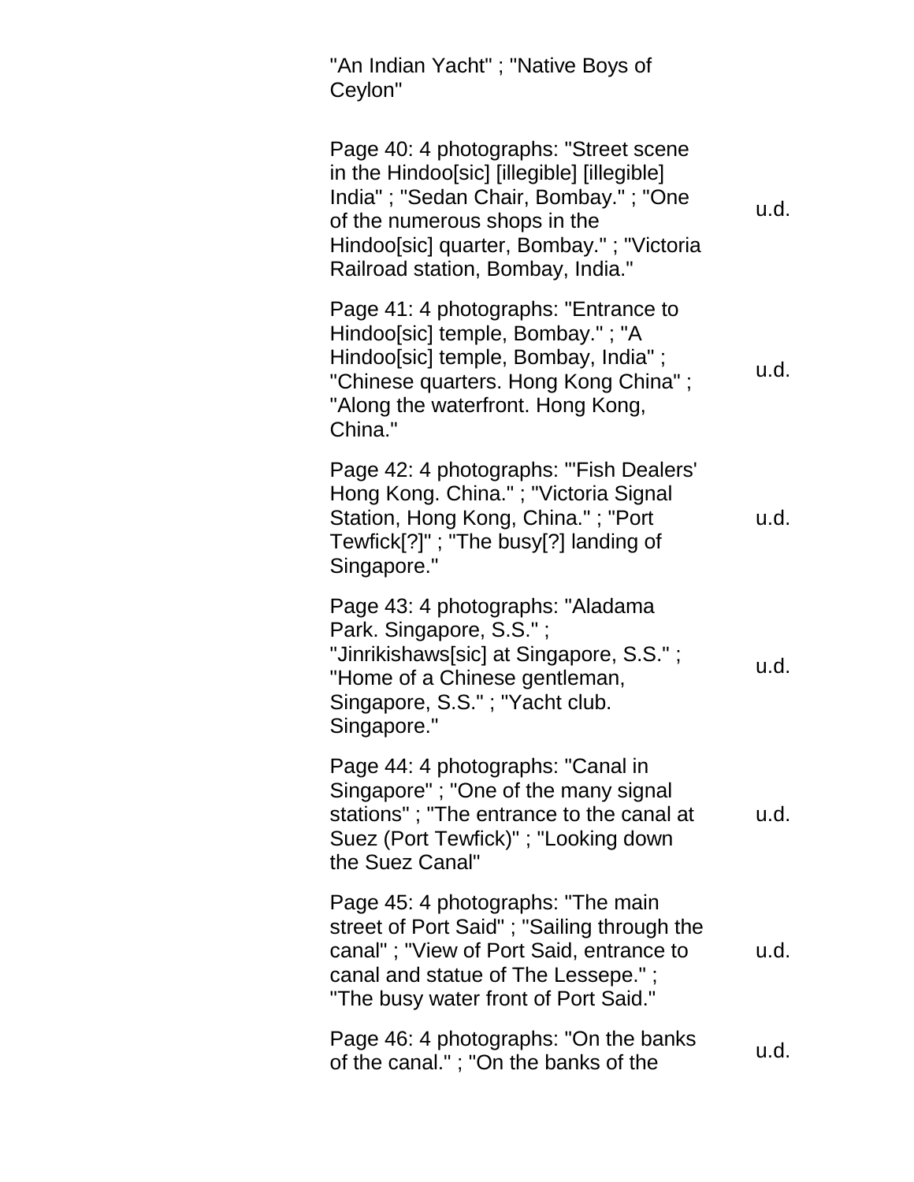| | |
|---|---|
| "An Indian Yacht" ; "Native Boys of Ceylon" | |
| Page 40: 4 photographs: "Street scene in the Hindoo[sic] [illegible] [illegible] India" ; "Sedan Chair, Bombay." ; "One of the numerous shops in the Hindoo[sic] quarter, Bombay." ; "Victoria Railroad station, Bombay, India." | u.d. |
| Page 41: 4 photographs: "Entrance to Hindoo[sic] temple, Bombay." ; "A Hindoo[sic] temple, Bombay, India" ; "Chinese quarters. Hong Kong China" ; "Along the waterfront. Hong Kong, China." | u.d. |
| Page 42: 4 photographs: "'Fish Dealers' Hong Kong. China." ; "Victoria Signal Station, Hong Kong, China." ; "Port Tewfick[?]" ; "The busy[?] landing of Singapore." | u.d. |
| Page 43: 4 photographs: "Aladama Park. Singapore, S.S." ; "Jinrikishaws[sic] at Singapore, S.S." ; "Home of a Chinese gentleman, Singapore, S.S." ; "Yacht club. Singapore." | u.d. |
| Page 44: 4 photographs: "Canal in Singapore" ; "One of the many signal stations" ; "The entrance to the canal at Suez (Port Tewfick)" ; "Looking down the Suez Canal" | u.d. |
| Page 45: 4 photographs: "The main street of Port Said" ; "Sailing through the canal" ; "View of Port Said, entrance to canal and statue of The Lessepe." ; "The busy water front of Port Said." | u.d. |
| Page 46: 4 photographs: "On the banks of the canal." ; "On the banks of the | u.d. |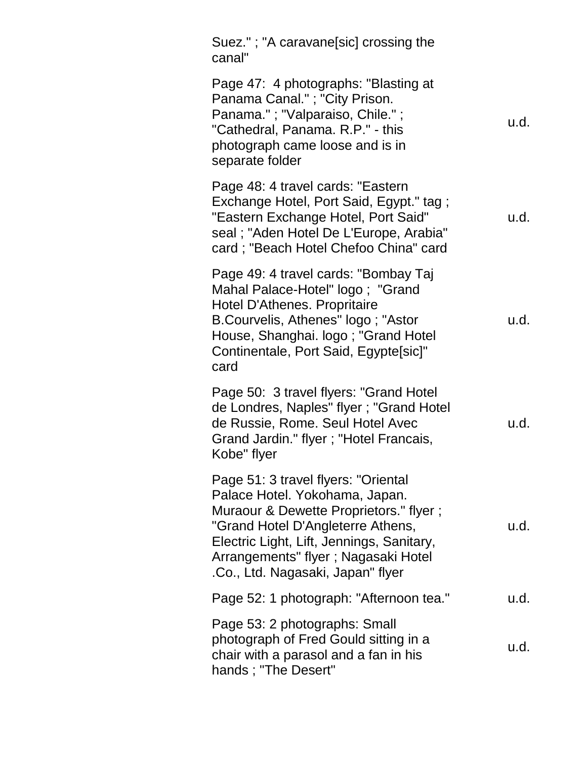| | |
|---|---|
| Suez." ; "A caravane[sic] crossing the canal" | |
| Page 47: 4 photographs: "Blasting at Panama Canal." ; "City Prison. Panama." ; "Valparaiso, Chile." ; "Cathedral, Panama. R.P." - this photograph came loose and is in separate folder | u.d. |
| Page 48: 4 travel cards: "Eastern Exchange Hotel, Port Said, Egypt." tag ; "Eastern Exchange Hotel, Port Said" seal ; "Aden Hotel De L'Europe, Arabia" card ; "Beach Hotel Chefoo China" card | u.d. |
| Page 49: 4 travel cards: "Bombay Taj Mahal Palace-Hotel" logo ; "Grand Hotel D'Athenes. Propritaire B.Courvelis, Athenes" logo ; "Astor House, Shanghai. logo ; "Grand Hotel Continentale, Port Said, Egypte[sic]" card | u.d. |
| Page 50: 3 travel flyers: "Grand Hotel de Londres, Naples" flyer ; "Grand Hotel de Russie, Rome. Seul Hotel Avec Grand Jardin." flyer ; "Hotel Francais, Kobe" flyer | u.d. |
| Page 51: 3 travel flyers: "Oriental Palace Hotel. Yokohama, Japan. Muraour & Dewette Proprietors." flyer ; "Grand Hotel D'Angleterre Athens, Electric Light, Lift, Jennings, Sanitary, Arrangements" flyer ; Nagasaki Hotel .Co., Ltd. Nagasaki, Japan" flyer | u.d. |
| Page 52: 1 photograph: "Afternoon tea." | u.d. |
| Page 53: 2 photographs: Small photograph of Fred Gould sitting in a chair with a parasol and a fan in his hands ; "The Desert" | u.d. |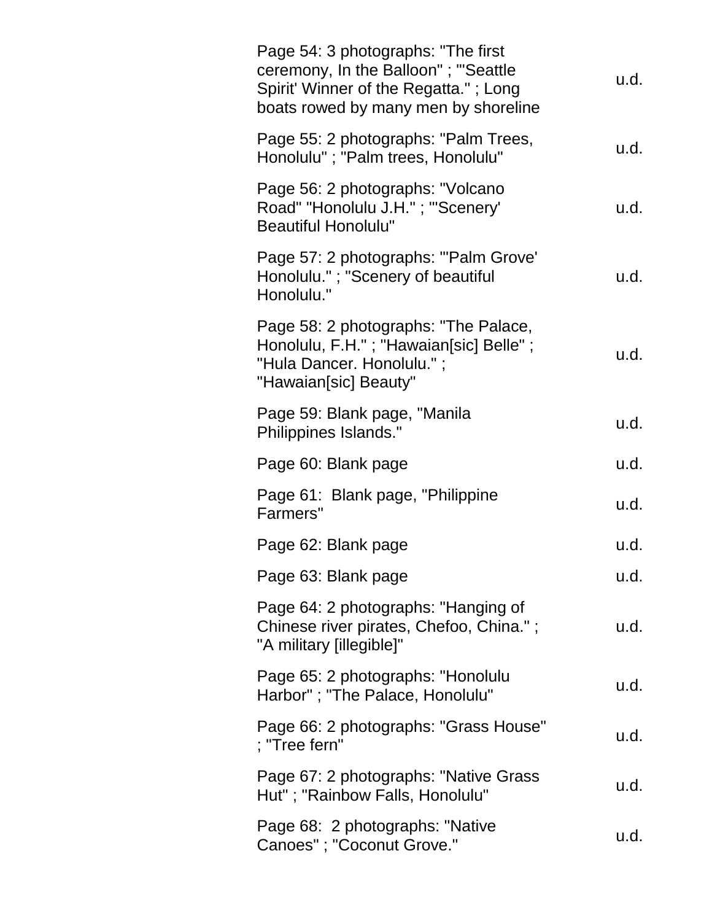| | |
|---|---|
| Page 54: 3 photographs: "The first ceremony, In the Balloon" ; "'Seattle Spirit' Winner of the Regatta." ; Long boats rowed by many men by shoreline | u.d. |
| Page 55: 2 photographs: "Palm Trees, Honolulu" ; "Palm trees, Honolulu" | u.d. |
| Page 56: 2 photographs: "Volcano Road" "Honolulu J.H." ; "'Scenery' Beautiful Honolulu" | u.d. |
| Page 57: 2 photographs: "'Palm Grove' Honolulu." ; "Scenery of beautiful Honolulu." | u.d. |
| Page 58: 2 photographs: "The Palace, Honolulu, F.H." ; "Hawaian[sic] Belle" ; "Hula Dancer. Honolulu." ; "Hawaian[sic] Beauty" | u.d. |
| Page 59: Blank page, "Manila Philippines Islands." | u.d. |
| Page 60: Blank page | u.d. |
| Page 61: Blank page, "Philippine Farmers" | u.d. |
| Page 62: Blank page | u.d. |
| Page 63: Blank page | u.d. |
| Page 64: 2 photographs: "Hanging of Chinese river pirates, Chefoo, China." ; "A military [illegible]" | u.d. |
| Page 65: 2 photographs: "Honolulu Harbor" ; "The Palace, Honolulu" | u.d. |
| Page 66: 2 photographs: "Grass House" ; "Tree fern" | u.d. |
| Page 67: 2 photographs: "Native Grass Hut" ; "Rainbow Falls, Honolulu" | u.d. |
| Page 68: 2 photographs: "Native Canoes" ; "Coconut Grove." | u.d. |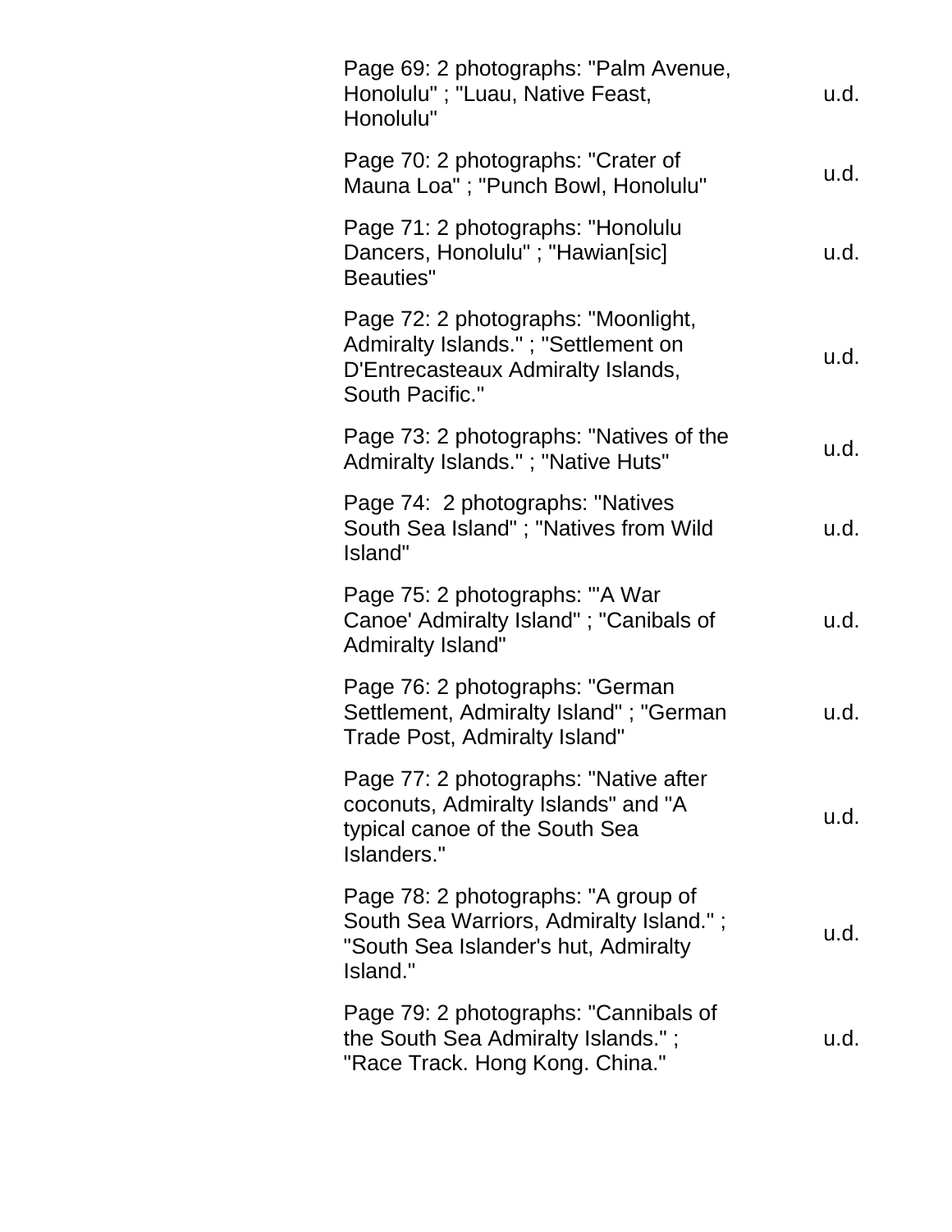| | |
|---|---|
| Page 69: 2 photographs: "Palm Avenue, Honolulu" ; "Luau, Native Feast, Honolulu" | u.d. |
| Page 70: 2 photographs: "Crater of Mauna Loa" ; "Punch Bowl, Honolulu" | u.d. |
| Page 71: 2 photographs: "Honolulu Dancers, Honolulu" ; "Hawian[sic] Beauties" | u.d. |
| Page 72: 2 photographs: "Moonlight, Admiralty Islands." ; "Settlement on D'Entrecasteaux Admiralty Islands, South Pacific." | u.d. |
| Page 73: 2 photographs: "Natives of the Admiralty Islands." ; "Native Huts" | u.d. |
| Page 74: 2 photographs: "Natives South Sea Island" ; "Natives from Wild Island" | u.d. |
| Page 75: 2 photographs: "'A War Canoe' Admiralty Island" ; "Canibals of Admiralty Island" | u.d. |
| Page 76: 2 photographs: "German Settlement, Admiralty Island" ; "German Trade Post, Admiralty Island" | u.d. |
| Page 77: 2 photographs: "Native after coconuts, Admiralty Islands" and "A typical canoe of the South Sea Islanders." | u.d. |
| Page 78: 2 photographs: "A group of South Sea Warriors, Admiralty Island." ; "South Sea Islander's hut, Admiralty Island." | u.d. |
| Page 79: 2 photographs: "Cannibals of the South Sea Admiralty Islands." ; "Race Track. Hong Kong. China." | u.d. |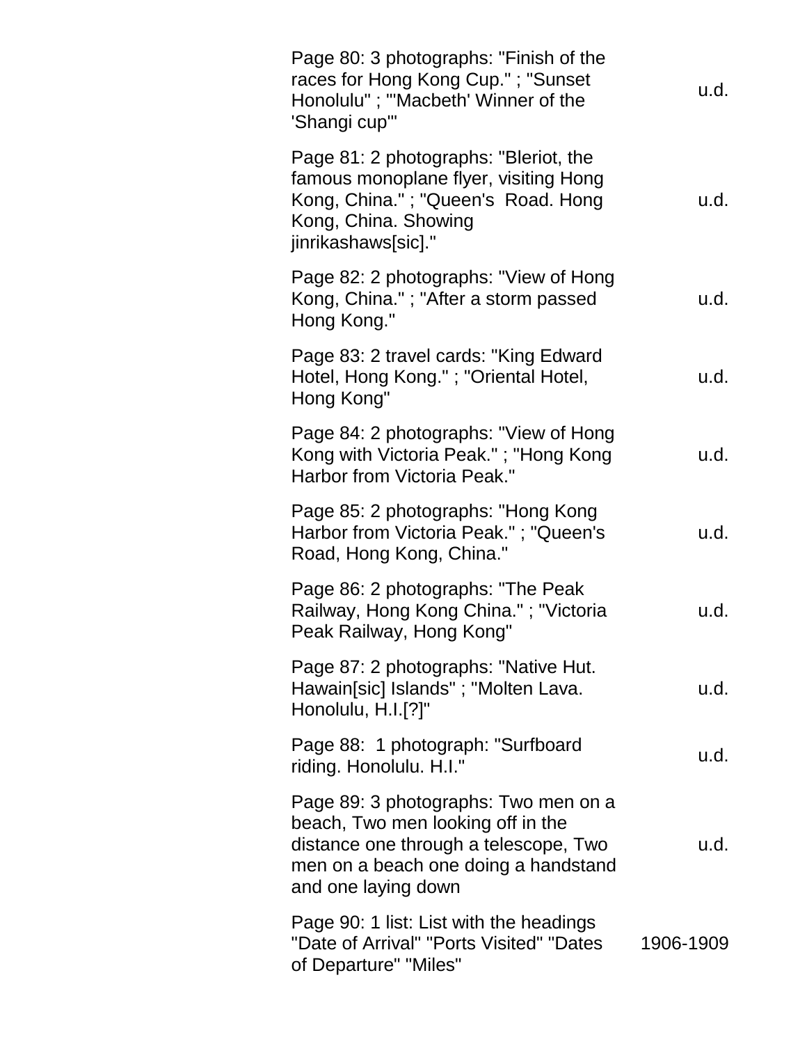| | |
|---|---|
| Page 80: 3 photographs: "Finish of the races for Hong Kong Cup." ; "Sunset Honolulu" ; "'Macbeth' Winner of the 'Shangi cup'" | u.d. |
| Page 81: 2 photographs: "Bleriot, the famous monoplane flyer, visiting Hong Kong, China." ; "Queen's Road. Hong Kong, China. Showing jinrikashaws[sic]." | u.d. |
| Page 82: 2 photographs: "View of Hong Kong, China." ; "After a storm passed Hong Kong." | u.d. |
| Page 83: 2 travel cards: "King Edward Hotel, Hong Kong." ; "Oriental Hotel, Hong Kong" | u.d. |
| Page 84: 2 photographs: "View of Hong Kong with Victoria Peak." ; "Hong Kong Harbor from Victoria Peak." | u.d. |
| Page 85: 2 photographs: "Hong Kong Harbor from Victoria Peak." ; "Queen's Road, Hong Kong, China." | u.d. |
| Page 86: 2 photographs: "The Peak Railway, Hong Kong China." ; "Victoria Peak Railway, Hong Kong" | u.d. |
| Page 87: 2 photographs: "Native Hut. Hawain[sic] Islands" ; "Molten Lava. Honolulu, H.I.[?]" | u.d. |
| Page 88: 1 photograph: "Surfboard riding. Honolulu. H.I." | u.d. |
| Page 89: 3 photographs: Two men on a beach, Two men looking off in the distance one through a telescope, Two men on a beach one doing a handstand and one laying down | u.d. |
| Page 90: 1 list: List with the headings "Date of Arrival" "Ports Visited" "Dates of Departure" "Miles" | 1906-1909 |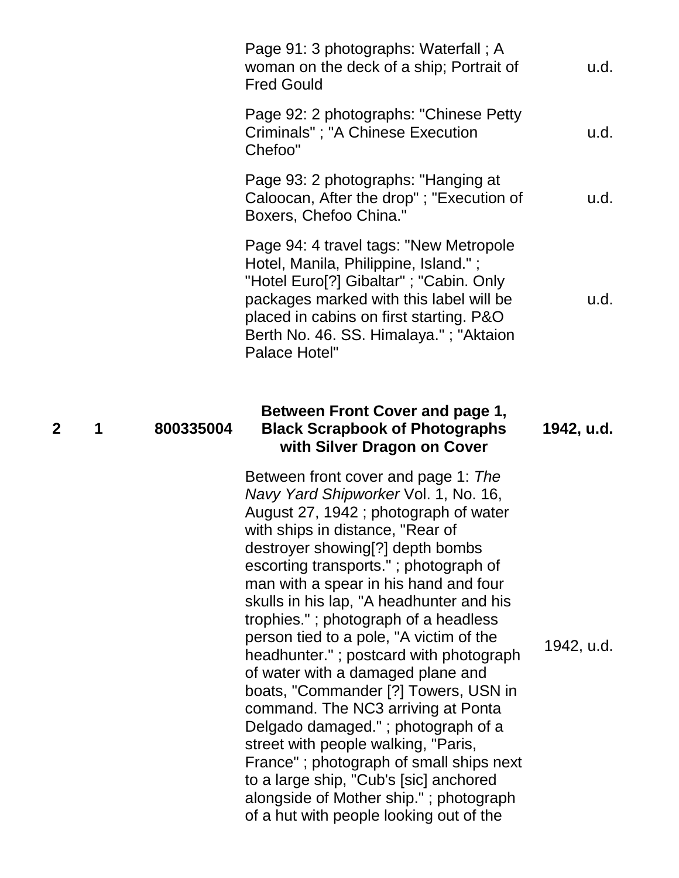| | | | | |
|---|---|---|---|---|
| | | | Page 91: 3 photographs: Waterfall ; A woman on the deck of a ship; Portrait of Fred Gould | u.d. |
| | | | Page 92: 2 photographs: "Chinese Petty Criminals" ; "A Chinese Execution Chefoo" | u.d. |
| | | | Page 93: 2 photographs: "Hanging at Caloocan, After the drop" ; "Execution of Boxers, Chefoo China." | u.d. |
| | | | Page 94: 4 travel tags: "New Metropole Hotel, Manila, Philippine, Island." ; "Hotel Euro[?] Gibaltar" ; "Cabin. Only packages marked with this label will be placed in cabins on first starting. P&O Berth No. 46. SS. Himalaya." ; "Aktaion Palace Hotel" | u.d. |
| **2** | **1** | **800335004** | **Between Front Cover and page 1, Black Scrapbook of Photographs with Silver Dragon on Cover** | **1942, u.d.** |
| | | | Between front cover and page 1: *The Navy Yard Shipworker* Vol. 1, No. 16, August 27, 1942 ; photograph of water with ships in distance, "Rear of destroyer showing[?] depth bombs escorting transports." ; photograph of man with a spear in his hand and four skulls in his lap, "A headhunter and his trophies." ; photograph of a headless person tied to a pole, "A victim of the headhunter." ; postcard with photograph of water with a damaged plane and boats, "Commander [?] Towers, USN in command. The NC3 arriving at Ponta Delgado damaged." ; photograph of a street with people walking, "Paris, France" ; photograph of small ships next to a large ship, "Cub's [sic] anchored alongside of Mother ship." ; photograph of a hut with people looking out of the | 1942, u.d. |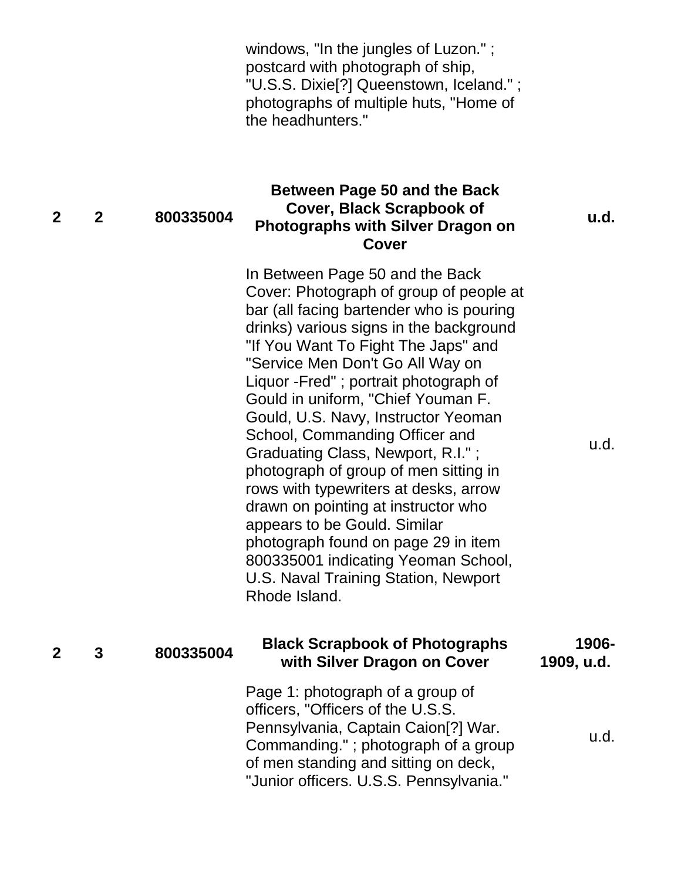| | | | windows, "In the jungles of Luzon." ; postcard with photograph of ship, "U.S.S. Dixie[?] Queenstown, Iceland." ; photographs of multiple huts, "Home of the headhunters." | |
|---|---|---|---|---|
| **2** | **2** | **800335004** | **Between Page 50 and the Back Cover, Black Scrapbook of Photographs with Silver Dragon on Cover** | **u.d.** |
| | | | In Between Page 50 and the Back Cover: Photograph of group of people at bar (all facing bartender who is pouring drinks) various signs in the background "If You Want To Fight The Japs" and "Service Men Don't Go All Way on Liquor -Fred" ; portrait photograph of Gould in uniform, "Chief Youman F. Gould, U.S. Navy, Instructor Yeoman School, Commanding Officer and Graduating Class, Newport, R.I." ; photograph of group of men sitting in rows with typewriters at desks, arrow drawn on pointing at instructor who appears to be Gould. Similar photograph found on page 29 in item 800335001 indicating Yeoman School, U.S. Naval Training Station, Newport Rhode Island. | u.d. |
| **2** | **3** | **800335004** | **Black Scrapbook of Photographs with Silver Dragon on Cover** | **1906-1909, u.d.** |
| | | | Page 1: photograph of a group of officers, "Officers of the U.S.S. Pennsylvania, Captain Caion[?] War. Commanding." ; photograph of a group of men standing and sitting on deck, "Junior officers. U.S.S. Pennsylvania." | u.d. |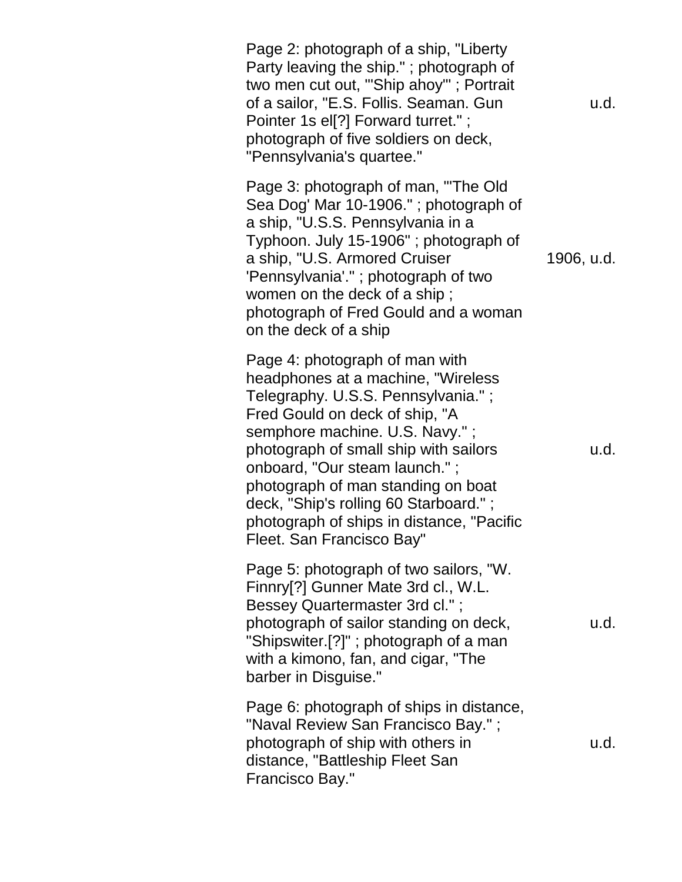| | |
|---|---|
| Page 2: photograph of a ship, "Liberty Party leaving the ship." ; photograph of two men cut out, "'Ship ahoy'" ; Portrait of a sailor, "E.S. Follis. Seaman. Gun Pointer 1s el[?] Forward turret." ; photograph of five soldiers on deck, "Pennsylvania's quartee." | u.d. |
| Page 3: photograph of man, "'The Old Sea Dog' Mar 10-1906." ; photograph of a ship, "U.S.S. Pennsylvania in a Typhoon. July 15-1906" ; photograph of a ship, "U.S. Armored Cruiser 'Pennsylvania'." ; photograph of two women on the deck of a ship ; photograph of Fred Gould and a woman on the deck of a ship | 1906, u.d. |
| Page 4: photograph of man with headphones at a machine, "Wireless Telegraphy. U.S.S. Pennsylvania." ; Fred Gould on deck of ship, "A semphore machine. U.S. Navy." ; photograph of small ship with sailors onboard, "Our steam launch." ; photograph of man standing on boat deck, "Ship's rolling 60 Starboard." ; photograph of ships in distance, "Pacific Fleet. San Francisco Bay" | u.d. |
| Page 5: photograph of two sailors, "W. Finnry[?] Gunner Mate 3rd cl., W.L. Bessey Quartermaster 3rd cl." ; photograph of sailor standing on deck, "Shipswiter.[?]" ; photograph of a man with a kimono, fan, and cigar, "The barber in Disguise." | u.d. |
| Page 6: photograph of ships in distance, "Naval Review San Francisco Bay." ; photograph of ship with others in distance, "Battleship Fleet San Francisco Bay." | u.d. |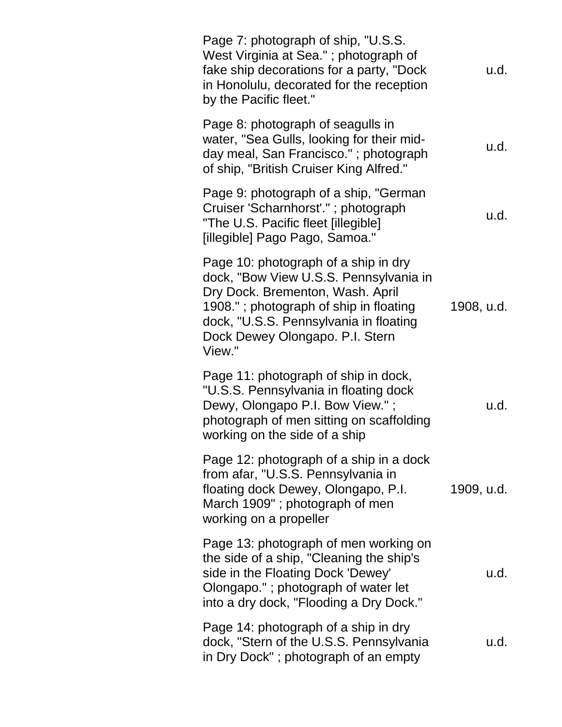| | |
|---|---|
| Page 7: photograph of ship, "U.S.S. West Virginia at Sea." ; photograph of fake ship decorations for a party, "Dock in Honolulu, decorated for the reception by the Pacific fleet." | u.d. |
| Page 8: photograph of seagulls in water, "Sea Gulls, looking for their mid-day meal, San Francisco." ; photograph of ship, "British Cruiser King Alfred." | u.d. |
| Page 9: photograph of a ship, "German Cruiser 'Scharnhorst'." ; photograph "The U.S. Pacific fleet [illegible] [illegible] Pago Pago, Samoa." | u.d. |
| Page 10: photograph of a ship in dry dock, "Bow View U.S.S. Pennsylvania in Dry Dock. Brementon, Wash. April 1908." ; photograph of ship in floating dock, "U.S.S. Pennsylvania in floating Dock Dewey Olongapo. P.I. Stern View." | 1908, u.d. |
| Page 11: photograph of ship in dock, "U.S.S. Pennsylvania in floating dock Dewy, Olongapo P.I. Bow View." ; photograph of men sitting on scaffolding working on the side of a ship | u.d. |
| Page 12: photograph of a ship in a dock from afar, "U.S.S. Pennsylvania in floating dock Dewey, Olongapo, P.I. March 1909" ; photograph of men working on a propeller | 1909, u.d. |
| Page 13: photograph of men working on the side of a ship, "Cleaning the ship's side in the Floating Dock 'Dewey' Olongapo." ; photograph of water let into a dry dock, "Flooding a Dry Dock." | u.d. |
| Page 14: photograph of a ship in dry dock, "Stern of the U.S.S. Pennsylvania in Dry Dock" ; photograph of an empty | u.d. |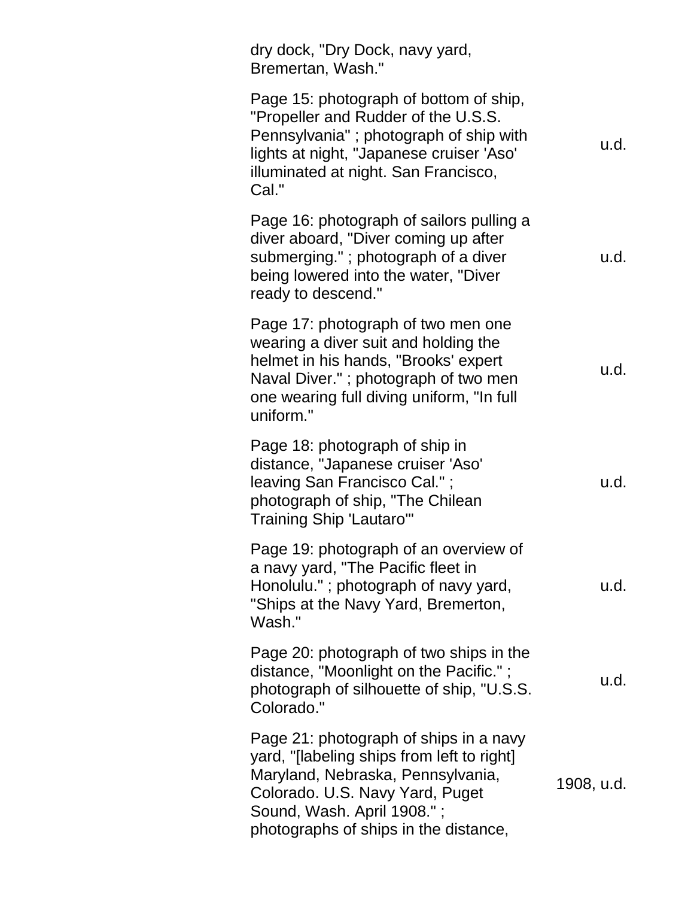| | |
|---|---|
| dry dock, "Dry Dock, navy yard, Bremertan, Wash." | |
| Page 15: photograph of bottom of ship, "Propeller and Rudder of the U.S.S. Pennsylvania" ; photograph of ship with lights at night, "Japanese cruiser 'Aso' illuminated at night. San Francisco, Cal." | u.d. |
| Page 16: photograph of sailors pulling a diver aboard, "Diver coming up after submerging." ; photograph of a diver being lowered into the water, "Diver ready to descend." | u.d. |
| Page 17: photograph of two men one wearing a diver suit and holding the helmet in his hands, "Brooks' expert Naval Diver." ; photograph of two men one wearing full diving uniform, "In full uniform." | u.d. |
| Page 18: photograph of ship in distance, "Japanese cruiser 'Aso' leaving San Francisco Cal." ; photograph of ship, "The Chilean Training Ship 'Lautaro'" | u.d. |
| Page 19: photograph of an overview of a navy yard, "The Pacific fleet in Honolulu." ; photograph of navy yard, "Ships at the Navy Yard, Bremerton, Wash." | u.d. |
| Page 20: photograph of two ships in the distance, "Moonlight on the Pacific." ; photograph of silhouette of ship, "U.S.S. Colorado." | u.d. |
| Page 21: photograph of ships in a navy yard, "[labeling ships from left to right] Maryland, Nebraska, Pennsylvania, Colorado. U.S. Navy Yard, Puget Sound, Wash. April 1908." ; photographs of ships in the distance, | 1908, u.d. |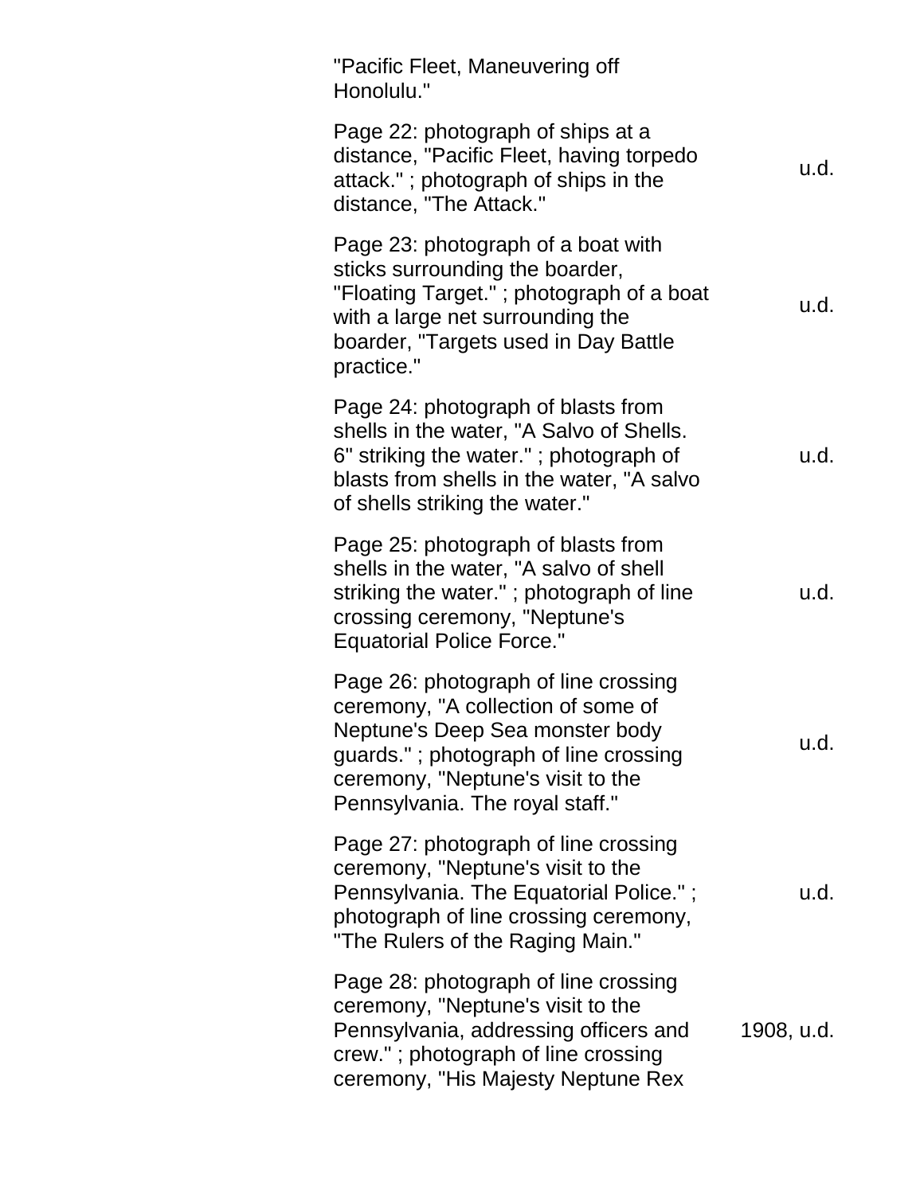| | |
|---|---|
| "Pacific Fleet, Maneuvering off Honolulu." | |
| Page 22: photograph of ships at a distance, "Pacific Fleet, having torpedo attack." ; photograph of ships in the distance, "The Attack." | u.d. |
| Page 23: photograph of a boat with sticks surrounding the boarder, "Floating Target." ; photograph of a boat with a large net surrounding the boarder, "Targets used in Day Battle practice." | u.d. |
| Page 24: photograph of blasts from shells in the water, "A Salvo of Shells. 6" striking the water." ; photograph of blasts from shells in the water, "A salvo of shells striking the water." | u.d. |
| Page 25: photograph of blasts from shells in the water, "A salvo of shell striking the water." ; photograph of line crossing ceremony, "Neptune's Equatorial Police Force." | u.d. |
| Page 26: photograph of line crossing ceremony, "A collection of some of Neptune's Deep Sea monster body guards." ; photograph of line crossing ceremony, "Neptune's visit to the Pennsylvania. The royal staff." | u.d. |
| Page 27: photograph of line crossing ceremony, "Neptune's visit to the Pennsylvania. The Equatorial Police." ; photograph of line crossing ceremony, "The Rulers of the Raging Main." | u.d. |
| Page 28: photograph of line crossing ceremony, "Neptune's visit to the Pennsylvania, addressing officers and crew." ; photograph of line crossing ceremony, "His Majesty Neptune Rex | 1908, u.d. |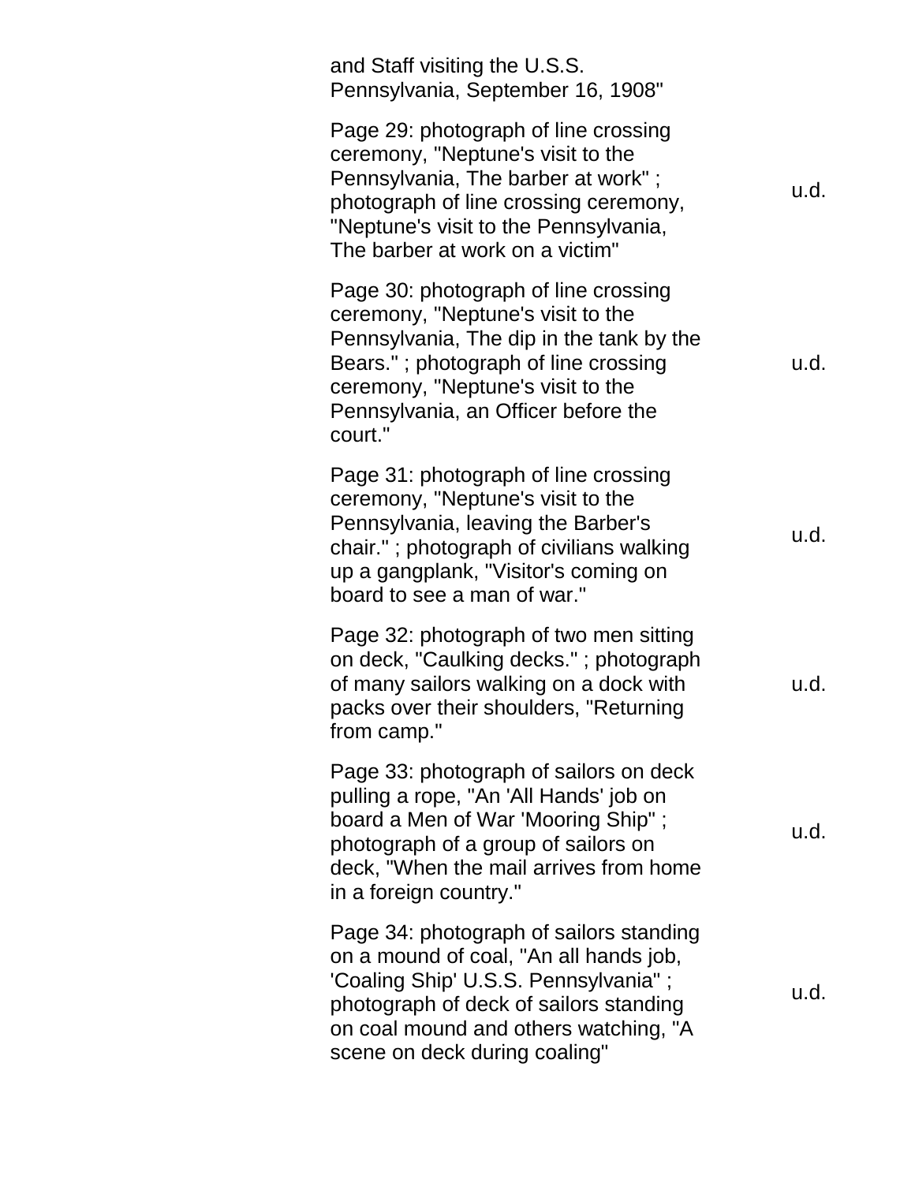| | |
|---|---|
| and Staff visiting the U.S.S. Pennsylvania, September 16, 1908" | |
| Page 29: photograph of line crossing ceremony, "Neptune's visit to the Pennsylvania, The barber at work" ; photograph of line crossing ceremony, "Neptune's visit to the Pennsylvania, The barber at work on a victim" | u.d. |
| Page 30: photograph of line crossing ceremony, "Neptune's visit to the Pennsylvania, The dip in the tank by the Bears." ; photograph of line crossing ceremony, "Neptune's visit to the Pennsylvania, an Officer before the court." | u.d. |
| Page 31: photograph of line crossing ceremony, "Neptune's visit to the Pennsylvania, leaving the Barber's chair." ; photograph of civilians walking up a gangplank, "Visitor's coming on board to see a man of war." | u.d. |
| Page 32: photograph of two men sitting on deck, "Caulking decks." ; photograph of many sailors walking on a dock with packs over their shoulders, "Returning from camp." | u.d. |
| Page 33: photograph of sailors on deck pulling a rope, "An 'All Hands' job on board a Men of War 'Mooring Ship" ; photograph of a group of sailors on deck, "When the mail arrives from home in a foreign country." | u.d. |
| Page 34: photograph of sailors standing on a mound of coal, "An all hands job, 'Coaling Ship' U.S.S. Pennsylvania" ; photograph of deck of sailors standing on coal mound and others watching, "A scene on deck during coaling" | u.d. |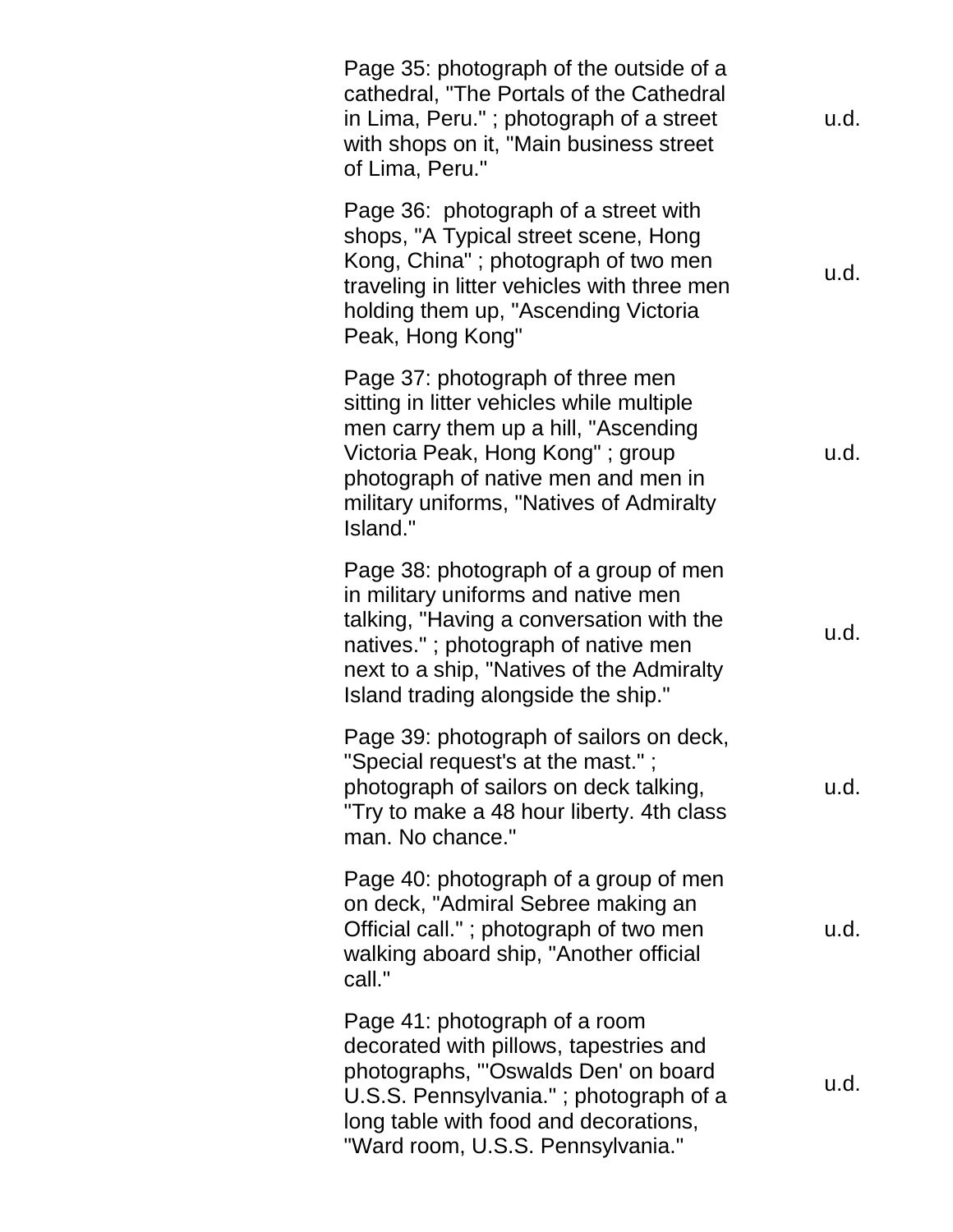| | |
|---|---|
| Page 35: photograph of the outside of a cathedral, "The Portals of the Cathedral in Lima, Peru." ; photograph of a street with shops on it, "Main business street of Lima, Peru." | u.d. |
| Page 36: photograph of a street with shops, "A Typical street scene, Hong Kong, China" ; photograph of two men traveling in litter vehicles with three men holding them up, "Ascending Victoria Peak, Hong Kong" | u.d. |
| Page 37: photograph of three men sitting in litter vehicles while multiple men carry them up a hill, "Ascending Victoria Peak, Hong Kong" ; group photograph of native men and men in military uniforms, "Natives of Admiralty Island." | u.d. |
| Page 38: photograph of a group of men in military uniforms and native men talking, "Having a conversation with the natives." ; photograph of native men next to a ship, "Natives of the Admiralty Island trading alongside the ship." | u.d. |
| Page 39: photograph of sailors on deck, "Special request's at the mast." ; photograph of sailors on deck talking, "Try to make a 48 hour liberty. 4th class man. No chance." | u.d. |
| Page 40: photograph of a group of men on deck, "Admiral Sebree making an Official call." ; photograph of two men walking aboard ship, "Another official call." | u.d. |
| Page 41: photograph of a room decorated with pillows, tapestries and photographs, "'Oswalds Den' on board U.S.S. Pennsylvania." ; photograph of a long table with food and decorations, "Ward room, U.S.S. Pennsylvania." | u.d. |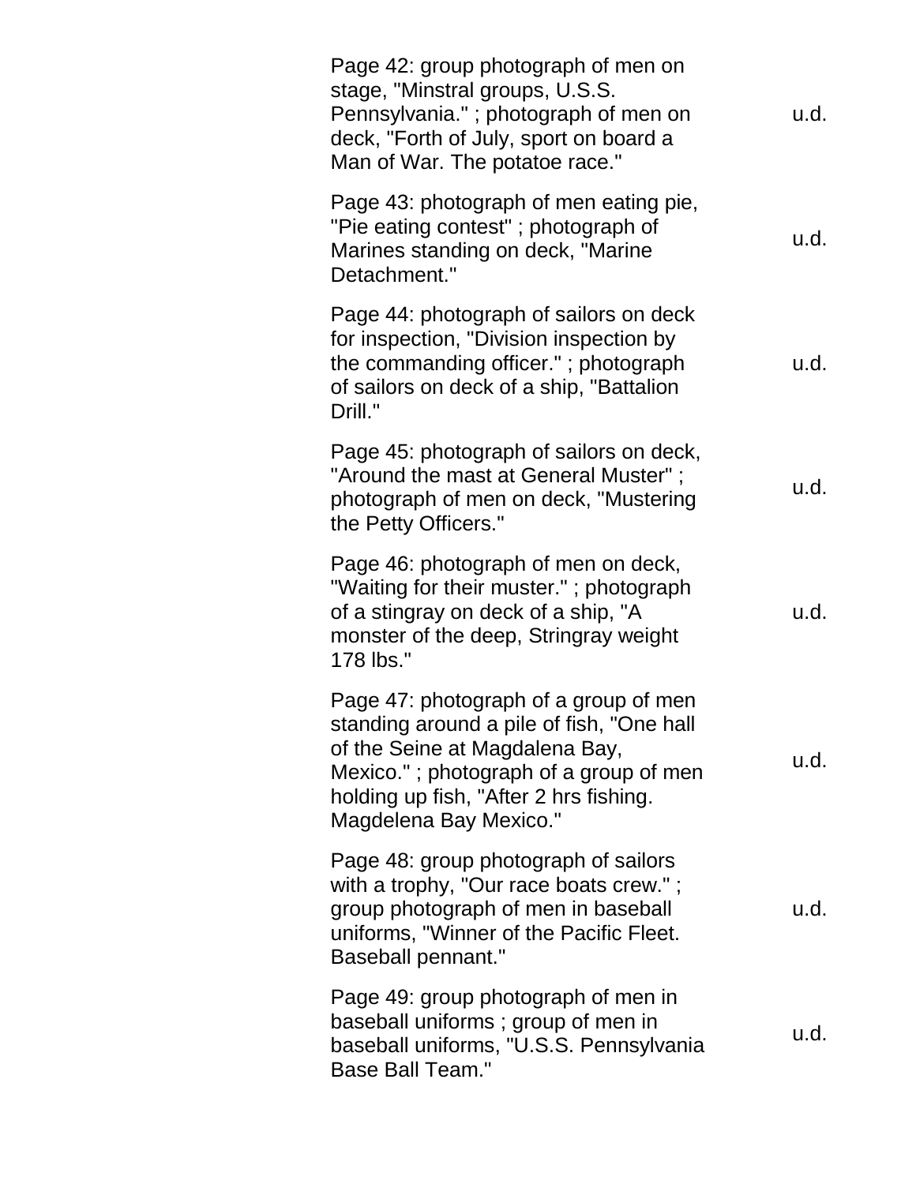| | |
|---|---|
| Page 42: group photograph of men on stage, "Minstral groups, U.S.S. Pennsylvania." ; photograph of men on deck, "Forth of July, sport on board a Man of War. The potatoe race." | u.d. |
| Page 43: photograph of men eating pie, "Pie eating contest" ; photograph of Marines standing on deck, "Marine Detachment." | u.d. |
| Page 44: photograph of sailors on deck for inspection, "Division inspection by the commanding officer." ; photograph of sailors on deck of a ship, "Battalion Drill." | u.d. |
| Page 45: photograph of sailors on deck, "Around the mast at General Muster" ; photograph of men on deck, "Mustering the Petty Officers." | u.d. |
| Page 46: photograph of men on deck, "Waiting for their muster." ; photograph of a stingray on deck of a ship, "A monster of the deep, Stringray weight 178 lbs." | u.d. |
| Page 47: photograph of a group of men standing around a pile of fish, "One hall of the Seine at Magdalena Bay, Mexico." ; photograph of a group of men holding up fish, "After 2 hrs fishing. Magdelena Bay Mexico." | u.d. |
| Page 48: group photograph of sailors with a trophy, "Our race boats crew." ; group photograph of men in baseball uniforms, "Winner of the Pacific Fleet. Baseball pennant." | u.d. |
| Page 49: group photograph of men in baseball uniforms ; group of men in baseball uniforms, "U.S.S. Pennsylvania Base Ball Team." | u.d. |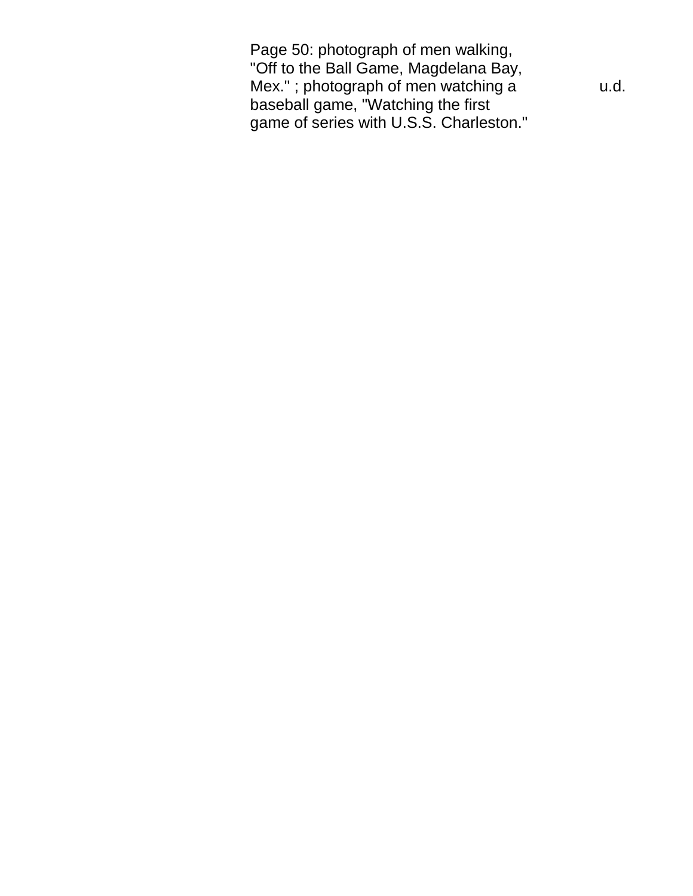Page 50: photograph of men walking, "Off to the Ball Game, Magdelana Bay, Mex." ; photograph of men watching a baseball game, "Watching the first game of series with U.S.S. Charleston." u.d.